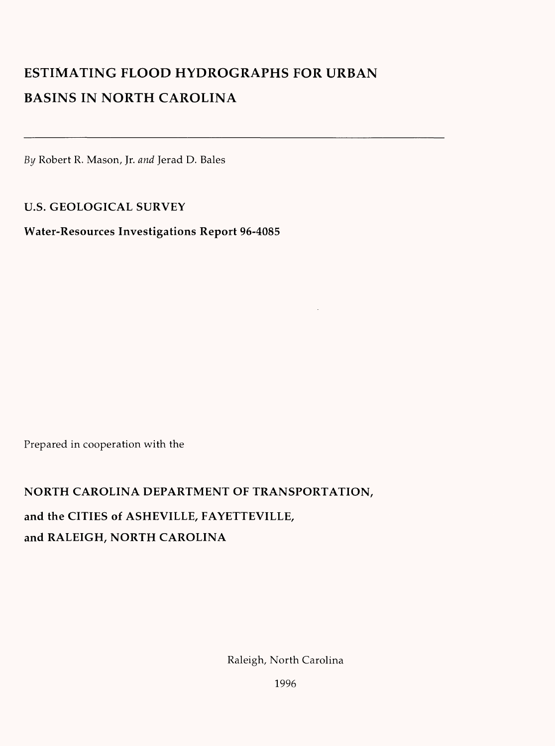# ESTIMATING FLOOD HYDROGRAPHS FOR URBAN BASINS IN NORTH CAROLINA

---

*By* Robert R. Mason, Jr. *and* Jerad D. Bales

**U.S. GEOLOGICAL SURVEY**

**Water-Resources Investigations Report 96-4085**

Prepared in cooperation with the

**NORTH CAROLINA DEPARTMENT OF TRANSPORTATION,**

**and the CITIES of ASHEVILLE, FAYETTEVILLE,**

**and RALEIGH, NORTH CAROLINA**

Raleigh, North Carolina

1996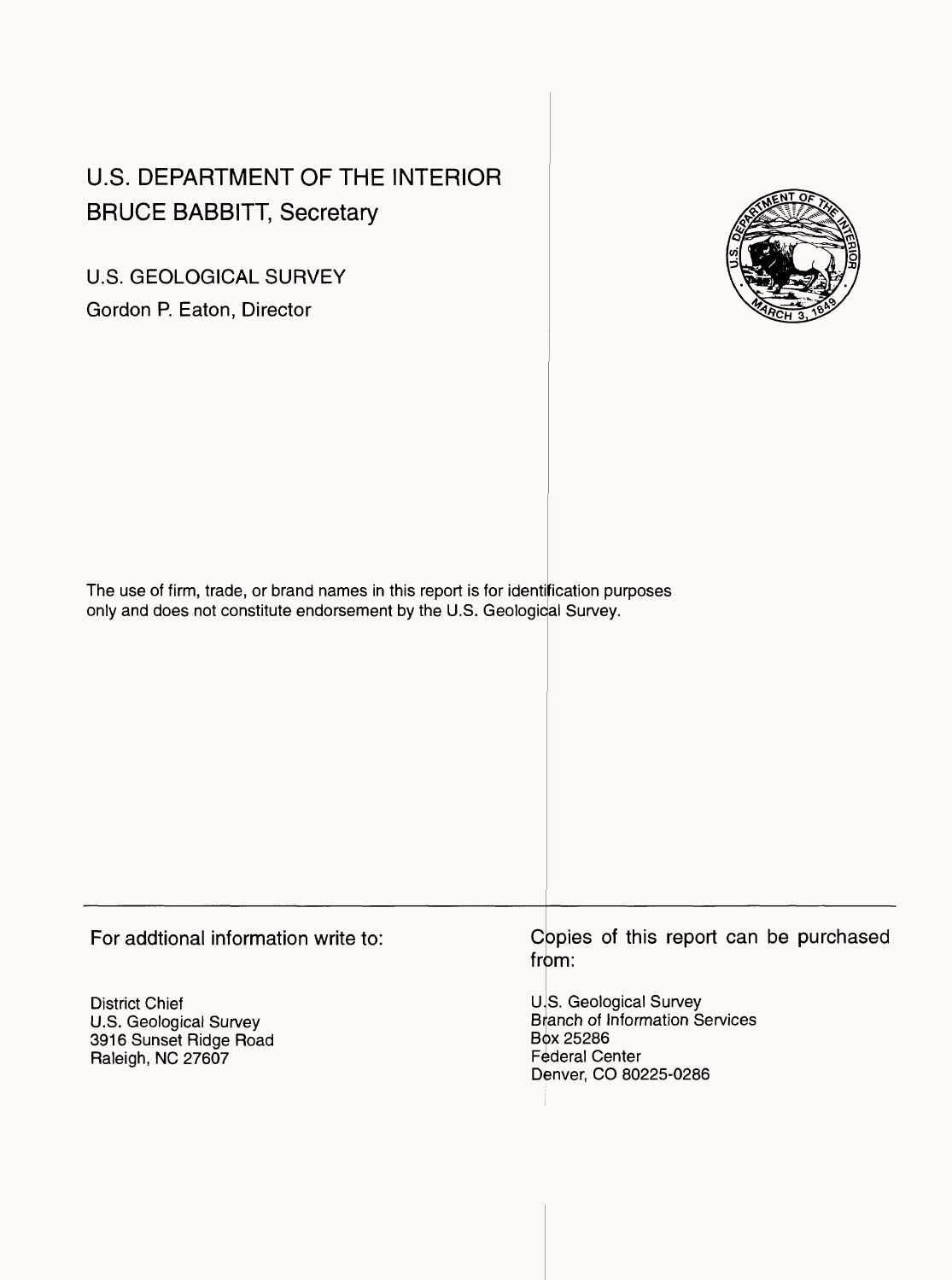# U.S. DEPARTMENT OF THE INTERIOR
## BRUCE BABBITT, Secretary

U.S. GEOLOGICAL SURVEY

Gordon P. Eaton, Director

The use of firm, trade, or brand names in this report is for identification purposes only and does not constitute endorsement by the U.S. Geological Survey.

---

For addtional information write to:

District Chief
U.S. Geological Survey
3916 Sunset Ridge Road
Raleigh, NC 27607

Copies of this report can be purchased from:

U.S. Geological Survey
Branch of Information Services
Box 25286
Federal Center
Denver, CO 80225-0286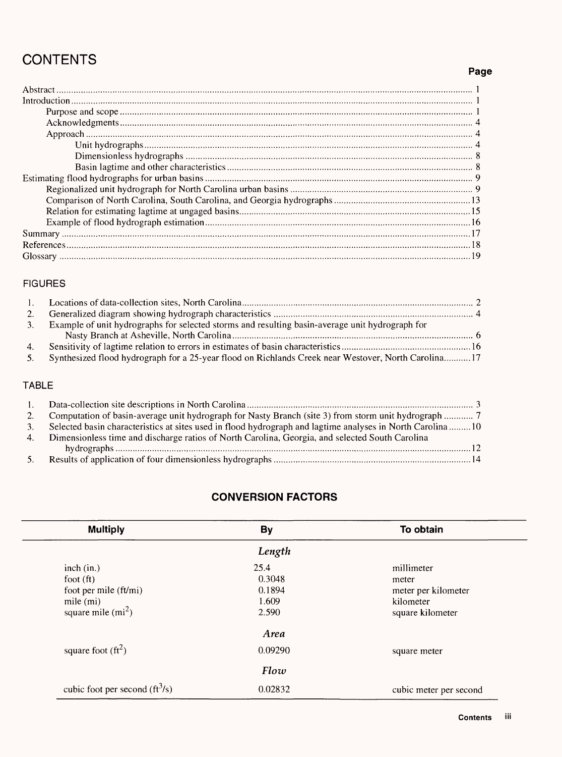# CONTENTS

| | Page |
|---|---|
| Abstract | 1 |
| Introduction | 1 |
| Purpose and scope | 1 |
| Acknowledgments | 4 |
| Approach | 4 |
| Unit hydrographs | 4 |
| Dimensionless hydrographs | 8 |
| Basin lagtime and other characteristics | 8 |
| Estimating flood hydrographs for urban basins | 9 |
| Regionalized unit hydrograph for North Carolina urban basins | 9 |
| Comparison of North Carolina, South Carolina, and Georgia hydrographs | 13 |
| Relation for estimating lagtime at ungaged basins | 15 |
| Example of flood hydrograph estimation | 16 |
| Summary | 17 |
| References | 18 |
| Glossary | 19 |

## FIGURES

1. Locations of data-collection sites, North Carolina ... 2
2. Generalized diagram showing hydrograph characteristics ... 4
3. Example of unit hydrographs for selected storms and resulting basin-average unit hydrograph for Nasty Branch at Asheville, North Carolina ... 6
4. Sensitivity of lagtime relation to errors in estimates of basin characteristics ... 16
5. Synthesized flood hydrograph for a 25-year flood on Richlands Creek near Westover, North Carolina ... 17

## TABLE

1. Data-collection site descriptions in North Carolina ... 3
2. Computation of basin-average unit hydrograph for Nasty Branch (site 3) from storm unit hydrograph ... 7
3. Selected basin characteristics at sites used in flood hydrograph and lagtime analyses in North Carolina ... 10
4. Dimensionless time and discharge ratios of North Carolina, Georgia, and selected South Carolina hydrographs ... 12
5. Results of application of four dimensionless hydrographs ... 14

## CONVERSION FACTORS

| Multiply | By | To obtain |
|---|---|---|
| | *Length* | |
| inch (in.) | 25.4 | millimeter |
| foot (ft) | 0.3048 | meter |
| foot per mile (ft/mi) | 0.1894 | meter per kilometer |
| mile (mi) | 1.609 | kilometer |
| square mile ($mi^2$) | 2.590 | square kilometer |
| | *Area* | |
| square foot ($ft^2$) | 0.09290 | square meter |
| | *Flow* | |
| cubic foot per second ($ft^3/s$) | 0.02832 | cubic meter per second |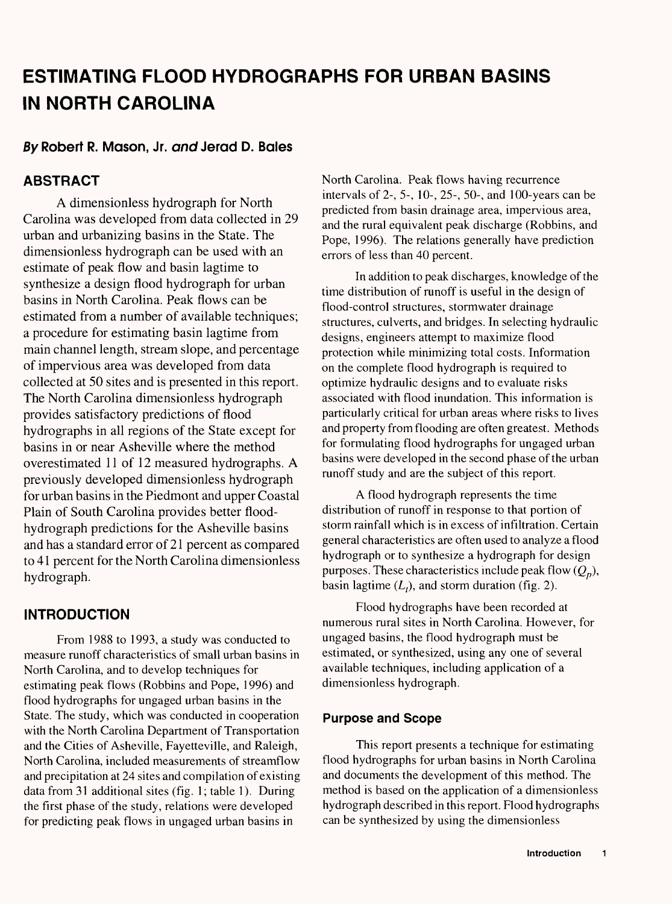# ESTIMATING FLOOD HYDROGRAPHS FOR URBAN BASINS IN NORTH CAROLINA

### *By* Robert R. Mason, Jr. *and* Jerad D. Bales

## ABSTRACT

A dimensionless hydrograph for North Carolina was developed from data collected in 29 urban and urbanizing basins in the State. The dimensionless hydrograph can be used with an estimate of peak flow and basin lagtime to synthesize a design flood hydrograph for urban basins in North Carolina. Peak flows can be estimated from a number of available techniques; a procedure for estimating basin lagtime from main channel length, stream slope, and percentage of impervious area was developed from data collected at 50 sites and is presented in this report. The North Carolina dimensionless hydrograph provides satisfactory predictions of flood hydrographs in all regions of the State except for basins in or near Asheville where the method overestimated 11 of 12 measured hydrographs. A previously developed dimensionless hydrograph for urban basins in the Piedmont and upper Coastal Plain of South Carolina provides better flood-hydrograph predictions for the Asheville basins and has a standard error of 21 percent as compared to 41 percent for the North Carolina dimensionless hydrograph.

## INTRODUCTION

From 1988 to 1993, a study was conducted to measure runoff characteristics of small urban basins in North Carolina, and to develop techniques for estimating peak flows (Robbins and Pope, 1996) and flood hydrographs for ungaged urban basins in the State. The study, which was conducted in cooperation with the North Carolina Department of Transportation and the Cities of Asheville, Fayetteville, and Raleigh, North Carolina, included measurements of streamflow and precipitation at 24 sites and compilation of existing data from 31 additional sites (fig. 1; table 1). During the first phase of the study, relations were developed for predicting peak flows in ungaged urban basins in North Carolina. Peak flows having recurrence intervals of 2-, 5-, 10-, 25-, 50-, and 100-years can be predicted from basin drainage area, impervious area, and the rural equivalent peak discharge (Robbins, and Pope, 1996). The relations generally have prediction errors of less than 40 percent.

In addition to peak discharges, knowledge of the time distribution of runoff is useful in the design of flood-control structures, stormwater drainage structures, culverts, and bridges. In selecting hydraulic designs, engineers attempt to maximize flood protection while minimizing total costs. Information on the complete flood hydrograph is required to optimize hydraulic designs and to evaluate risks associated with flood inundation. This information is particularly critical for urban areas where risks to lives and property from flooding are often greatest. Methods for formulating flood hydrographs for ungaged urban basins were developed in the second phase of the urban runoff study and are the subject of this report.

A flood hydrograph represents the time distribution of runoff in response to that portion of storm rainfall which is in excess of infiltration. Certain general characteristics are often used to analyze a flood hydrograph or to synthesize a hydrograph for design purposes. These characteristics include peak flow ($Q_p$), basin lagtime ($L_t$), and storm duration (fig. 2).

Flood hydrographs have been recorded at numerous rural sites in North Carolina. However, for ungaged basins, the flood hydrograph must be estimated, or synthesized, using any one of several available techniques, including application of a dimensionless hydrograph.

### Purpose and Scope

This report presents a technique for estimating flood hydrographs for urban basins in North Carolina and documents the development of this method. The method is based on the application of a dimensionless hydrograph described in this report. Flood hydrographs can be synthesized by using the dimensionless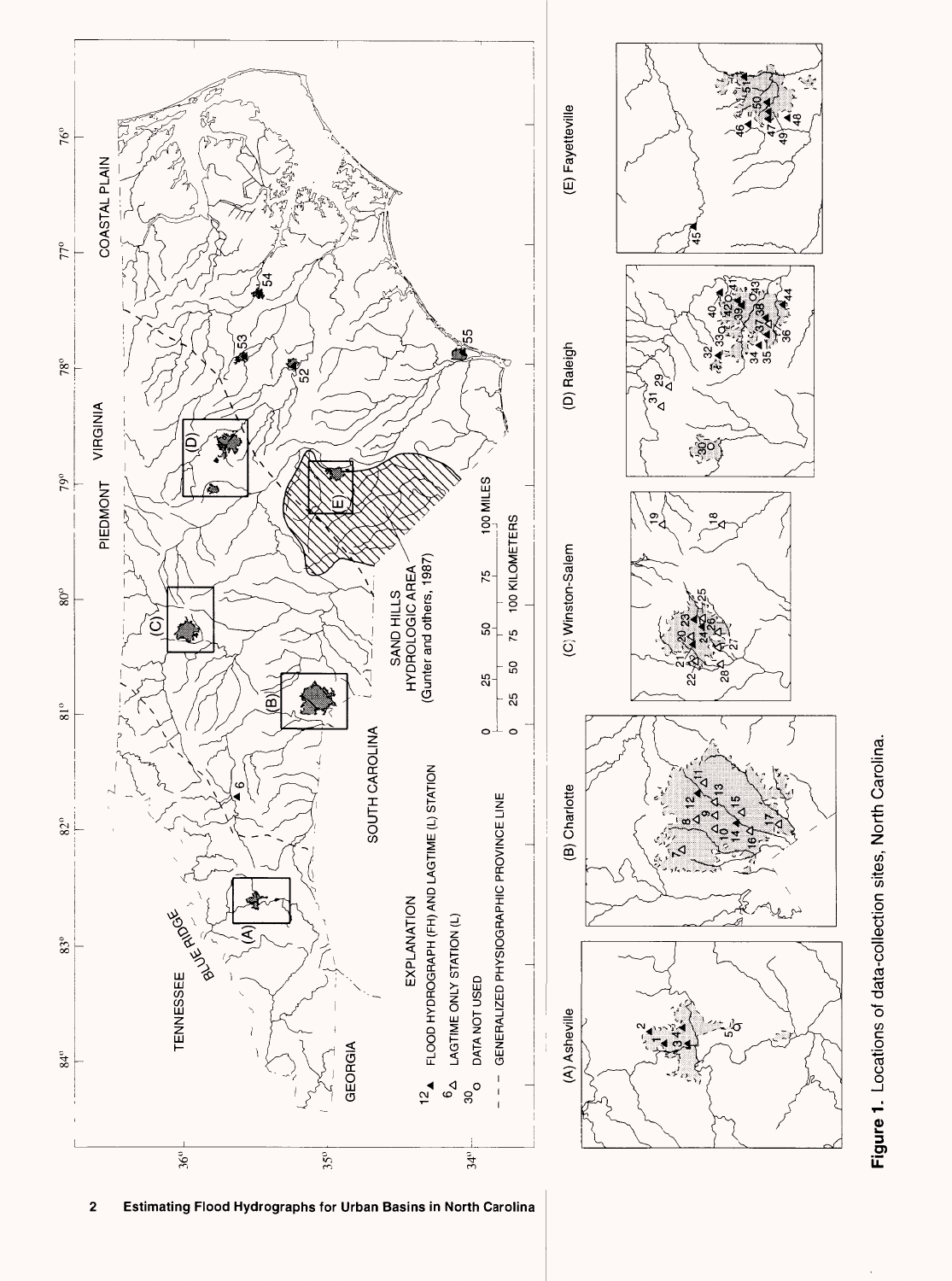**Figure 1.** Locations of data-collection sites, North Carolina.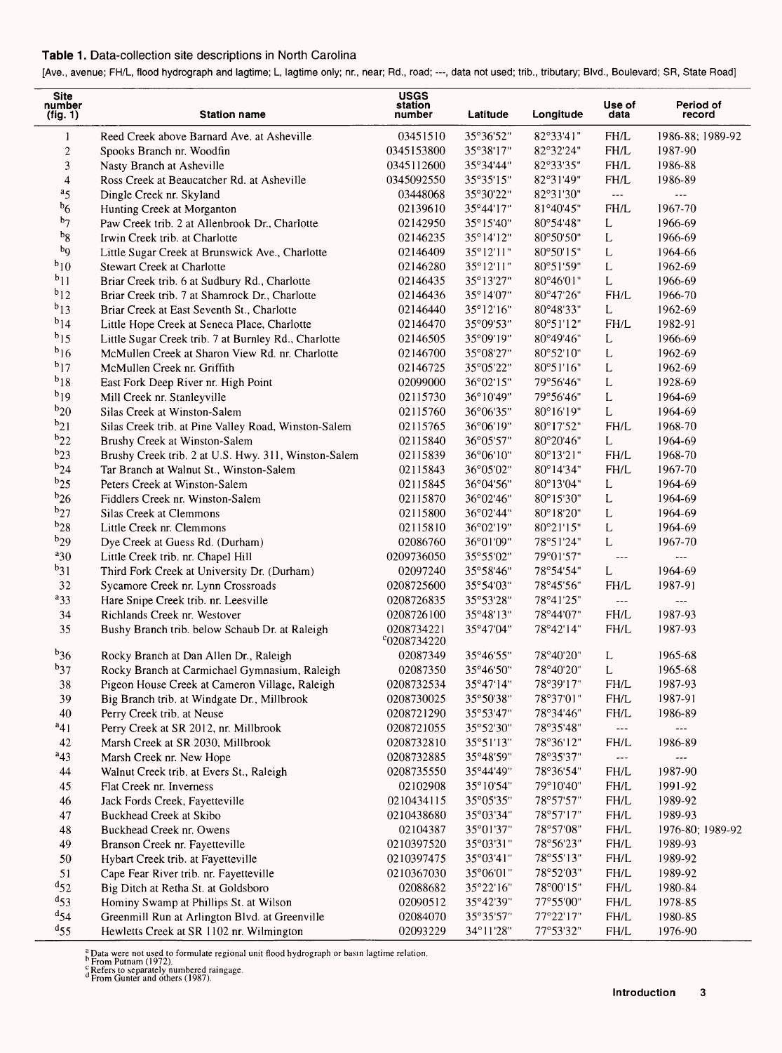**Table 1.** Data-collection site descriptions in North Carolina

[Ave., avenue; FH/L, flood hydrograph and lagtime; L, lagtime only; nr., near; Rd., road; ---, data not used; trib., tributary; Blvd., Boulevard; SR, State Road]

| Site number (fig. 1) | Station name | USGS station number | Latitude | Longitude | Use of data | Period of record |
|---|---|---|---|---|---|---|
| 1 | Reed Creek above Barnard Ave. at Asheville | 03451510 | 35°36'52" | 82°33'41" | FH/L | 1986-88; 1989-92 |
| 2 | Spooks Branch nr. Woodfin | 0345153800 | 35°38'17" | 82°32'24" | FH/L | 1987-90 |
| 3 | Nasty Branch at Asheville | 0345112600 | 35°34'44" | 82°33'35" | FH/L | 1986-88 |
| 4 | Ross Creek at Beaucatcher Rd. at Asheville | 0345092550 | 35°35'15" | 82°31'49" | FH/L | 1986-89 |
| [a]5 | Dingle Creek nr. Skyland | 03448068 | 35°30'22" | 82°31'30" | --- | --- |
| [b]6 | Hunting Creek at Morganton | 02139610 | 35°44'17" | 81°40'45" | FH/L | 1967-70 |
| [b]7 | Paw Creek trib. 2 at Allenbrook Dr., Charlotte | 02142950 | 35°15'40" | 80°54'48" | L | 1966-69 |
| [b]8 | Irwin Creek trib. at Charlotte | 02146235 | 35°14'12" | 80°50'50" | L | 1966-69 |
| [b]9 | Little Sugar Creek at Brunswick Ave., Charlotte | 02146409 | 35°12'11" | 80°50'15" | L | 1964-66 |
| [b]10 | Stewart Creek at Charlotte | 02146280 | 35°12'11" | 80°51'59" | L | 1962-69 |
| [b]11 | Briar Creek trib. 6 at Sudbury Rd., Charlotte | 02146435 | 35°13'27" | 80°46'01" | L | 1966-69 |
| [b]12 | Briar Creek trib. 7 at Shamrock Dr., Charlotte | 02146436 | 35°14'07" | 80°47'26" | FH/L | 1966-70 |
| [b]13 | Briar Creek at East Seventh St., Charlotte | 02146440 | 35°12'16" | 80°48'33" | L | 1962-69 |
| [b]14 | Little Hope Creek at Seneca Place, Charlotte | 02146470 | 35°09'53" | 80°51'12" | FH/L | 1982-91 |
| [b]15 | Little Sugar Creek trib. 7 at Burnley Rd., Charlotte | 02146505 | 35°09'19" | 80°49'46" | L | 1966-69 |
| [b]16 | McMullen Creek at Sharon View Rd. nr. Charlotte | 02146700 | 35°08'27" | 80°52'10" | L | 1962-69 |
| [b]17 | McMullen Creek nr. Griffith | 02146725 | 35°05'22" | 80°51'16" | L | 1962-69 |
| [b]18 | East Fork Deep River nr. High Point | 02099000 | 36°02'15" | 79°56'46" | L | 1928-69 |
| [b]19 | Mill Creek nr. Stanleyville | 02115730 | 36°10'49" | 79°56'46" | L | 1964-69 |
| [b]20 | Silas Creek at Winston-Salem | 02115760 | 36°06'35" | 80°16'19" | L | 1964-69 |
| [b]21 | Silas Creek trib. at Pine Valley Road, Winston-Salem | 02115765 | 36°06'19" | 80°17'52" | FH/L | 1968-70 |
| [b]22 | Brushy Creek at Winston-Salem | 02115840 | 36°05'57" | 80°20'46" | L | 1964-69 |
| [b]23 | Brushy Creek trib. 2 at U.S. Hwy. 311, Winston-Salem | 02115839 | 36°06'10" | 80°13'21" | FH/L | 1968-70 |
| [b]24 | Tar Branch at Walnut St., Winston-Salem | 02115843 | 36°05'02" | 80°14'34" | FH/L | 1967-70 |
| [b]25 | Peters Creek at Winston-Salem | 02115845 | 36°04'56" | 80°13'04" | L | 1964-69 |
| [b]26 | Fiddlers Creek nr. Winston-Salem | 02115870 | 36°02'46" | 80°15'30" | L | 1964-69 |
| [b]27 | Silas Creek at Clemmons | 02115800 | 36°02'44" | 80°18'20" | L | 1964-69 |
| [b]28 | Little Creek nr. Clemmons | 02115810 | 36°02'19" | 80°21'15" | L | 1964-69 |
| [b]29 | Dye Creek at Guess Rd. (Durham) | 02086760 | 36°01'09" | 78°51'24" | L | 1967-70 |
| [a]30 | Little Creek trib. nr. Chapel Hill | 0209736050 | 35°55'02" | 79°01'57" | --- | --- |
| [b]31 | Third Fork Creek at University Dr. (Durham) | 02097240 | 35°58'46" | 78°54'54" | L | 1964-69 |
| 32 | Sycamore Creek nr. Lynn Crossroads | 0208725600 | 35°54'03" | 78°45'56" | FH/L | 1987-91 |
| [a]33 | Hare Snipe Creek trib. nr. Leesville | 0208726835 | 35°53'28" | 78°41'25" | --- | --- |
| 34 | Richlands Creek nr. Westover | 0208726100 | 35°48'13" | 78°44'07" | FH/L | 1987-93 |
| 35 | Bushy Branch trib. below Schaub Dr. at Raleigh | 0208734221 [c]0208734220 | 35°47'04" | 78°42'14" | FH/L | 1987-93 |
| [b]36 | Rocky Branch at Dan Allen Dr., Raleigh | 02087349 | 35°46'55" | 78°40'20" | L | 1965-68 |
| [b]37 | Rocky Branch at Carmichael Gymnasium, Raleigh | 02087350 | 35°46'50" | 78°40'20" | L | 1965-68 |
| 38 | Pigeon House Creek at Cameron Village, Raleigh | 0208732534 | 35°47'14" | 78°39'17" | FH/L | 1987-93 |
| 39 | Big Branch trib. at Windgate Dr., Millbrook | 0208730025 | 35°50'38" | 78°37'01" | FH/L | 1987-91 |
| 40 | Perry Creek trib. at Neuse | 0208721290 | 35°53'47" | 78°34'46" | FH/L | 1986-89 |
| [a]41 | Perry Creek at SR 2012, nr. Millbrook | 0208721055 | 35°52'30" | 78°35'48" | --- | --- |
| 42 | Marsh Creek at SR 2030, Millbrook | 0208732810 | 35°51'13" | 78°36'12" | FH/L | 1986-89 |
| [a]43 | Marsh Creek nr. New Hope | 0208732885 | 35°48'59" | 78°35'37" | --- | --- |
| 44 | Walnut Creek trib. at Evers St., Raleigh | 0208735550 | 35°44'49" | 78°36'54" | FH/L | 1987-90 |
| 45 | Flat Creek nr. Inverness | 02102908 | 35°10'54" | 79°10'40" | FH/L | 1991-92 |
| 46 | Jack Fords Creek, Fayetteville | 0210434115 | 35°05'35" | 78°57'57" | FH/L | 1989-92 |
| 47 | Buckhead Creek at Skibo | 0210438680 | 35°03'34" | 78°57'17" | FH/L | 1989-93 |
| 48 | Buckhead Creek nr. Owens | 02104387 | 35°01'37" | 78°57'08" | FH/L | 1976-80; 1989-92 |
| 49 | Branson Creek nr. Fayetteville | 0210397520 | 35°03'31" | 78°56'23" | FH/L | 1989-93 |
| 50 | Hybart Creek trib. at Fayetteville | 0210397475 | 35°03'41" | 78°55'13" | FH/L | 1989-92 |
| 51 | Cape Fear River trib. nr. Fayetteville | 0210367030 | 35°06'01" | 78°52'03" | FH/L | 1989-92 |
| [d]52 | Big Ditch at Retha St. at Goldsboro | 02088682 | 35°22'16" | 78°00'15" | FH/L | 1980-84 |
| [d]53 | Hominy Swamp at Phillips St. at Wilson | 02090512 | 35°42'39" | 77°55'00" | FH/L | 1978-85 |
| [d]54 | Greenmill Run at Arlington Blvd. at Greenville | 02084070 | 35°35'57" | 77°22'17" | FH/L | 1980-85 |
| [d]55 | Hewletts Creek at SR 1102 nr. Wilmington | 02093229 | 34°11'28" | 77°53'32" | FH/L | 1976-90 |

[a] Data were not used to formulate regional unit flood hydrograph or basin lagtime relation.
[b] From Putnam (1972).
[c] Refers to separately numbered raingage.
[d] From Gunter and others (1987).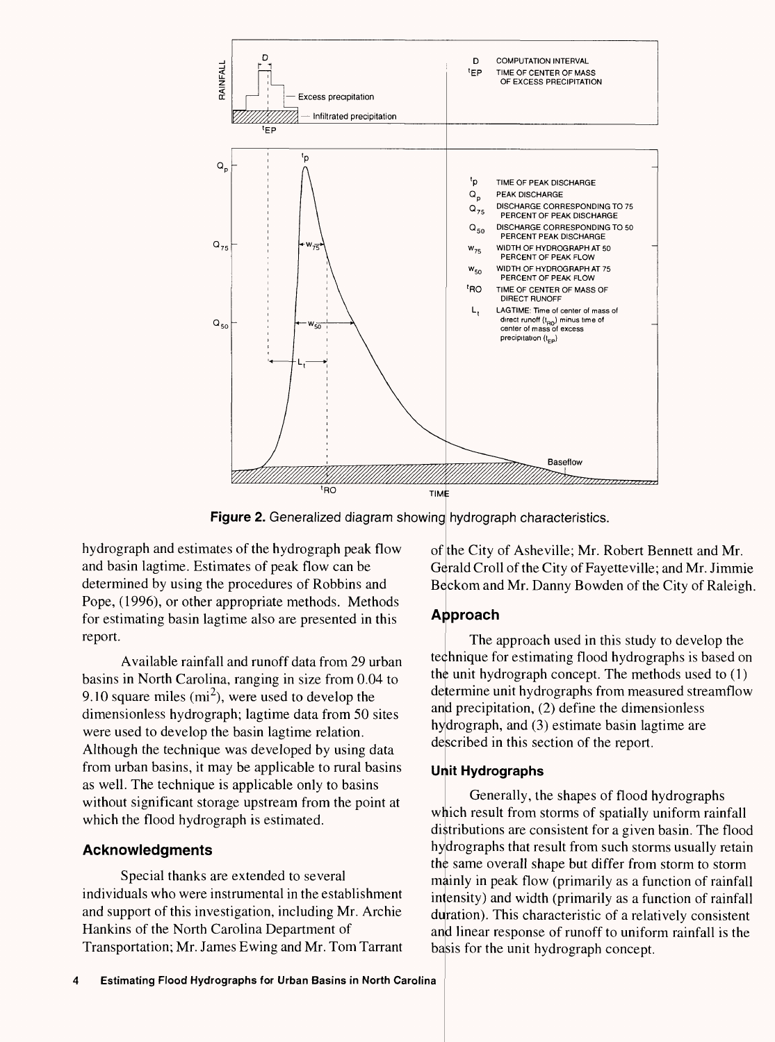**Figure 2.** Generalized diagram showing hydrograph characteristics.

hydrograph and estimates of the hydrograph peak flow and basin lagtime. Estimates of peak flow can be determined by using the procedures of Robbins and Pope, (1996), or other appropriate methods. Methods for estimating basin lagtime also are presented in this report.

Available rainfall and runoff data from 29 urban basins in North Carolina, ranging in size from 0.04 to 9.10 square miles ($mi^2$), were used to develop the dimensionless hydrograph; lagtime data from 50 sites were used to develop the basin lagtime relation. Although the technique was developed by using data from urban basins, it may be applicable to rural basins as well. The technique is applicable only to basins without significant storage upstream from the point at which the flood hydrograph is estimated.

## Acknowledgments

Special thanks are extended to several individuals who were instrumental in the establishment and support of this investigation, including Mr. Archie Hankins of the North Carolina Department of Transportation; Mr. James Ewing and Mr. Tom Tarrant of the City of Asheville; Mr. Robert Bennett and Mr. Gerald Croll of the City of Fayetteville; and Mr. Jimmie Beckom and Mr. Danny Bowden of the City of Raleigh.

## Approach

The approach used in this study to develop the technique for estimating flood hydrographs is based on the unit hydrograph concept. The methods used to (1) determine unit hydrographs from measured streamflow and precipitation, (2) define the dimensionless hydrograph, and (3) estimate basin lagtime are described in this section of the report.

### Unit Hydrographs

Generally, the shapes of flood hydrographs which result from storms of spatially uniform rainfall distributions are consistent for a given basin. The flood hydrographs that result from such storms usually retain the same overall shape but differ from storm to storm mainly in peak flow (primarily as a function of rainfall intensity) and width (primarily as a function of rainfall duration). This characteristic of a relatively consistent and linear response of runoff to uniform rainfall is the basis for the unit hydrograph concept.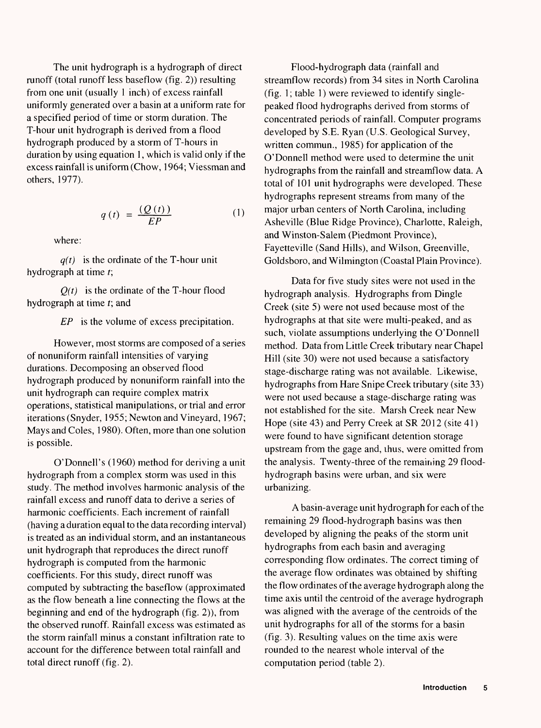The unit hydrograph is a hydrograph of direct runoff (total runoff less baseflow (fig. 2)) resulting from one unit (usually 1 inch) of excess rainfall uniformly generated over a basin at a uniform rate for a specified period of time or storm duration. The T-hour unit hydrograph is derived from a flood hydrograph produced by a storm of T-hours in duration by using equation 1, which is valid only if the excess rainfall is uniform (Chow, 1964; Viessman and others, 1977).

$$q(t) = \frac{(Q(t))}{EP} \tag{1}$$

where:

$q(t)$ is the ordinate of the T-hour unit hydrograph at time $t$;

$Q(t)$ is the ordinate of the T-hour flood hydrograph at time $t$; and

$EP$ is the volume of excess precipitation.

However, most storms are composed of a series of nonuniform rainfall intensities of varying durations. Decomposing an observed flood hydrograph produced by nonuniform rainfall into the unit hydrograph can require complex matrix operations, statistical manipulations, or trial and error iterations (Snyder, 1955; Newton and Vineyard, 1967; Mays and Coles, 1980). Often, more than one solution is possible.

O'Donnell's (1960) method for deriving a unit hydrograph from a complex storm was used in this study. The method involves harmonic analysis of the rainfall excess and runoff data to derive a series of harmonic coefficients. Each increment of rainfall (having a duration equal to the data recording interval) is treated as an individual storm, and an instantaneous unit hydrograph that reproduces the direct runoff hydrograph is computed from the harmonic coefficients. For this study, direct runoff was computed by subtracting the baseflow (approximated as the flow beneath a line connecting the flows at the beginning and end of the hydrograph (fig. 2)), from the observed runoff. Rainfall excess was estimated as the storm rainfall minus a constant infiltration rate to account for the difference between total rainfall and total direct runoff (fig. 2).

Flood-hydrograph data (rainfall and streamflow records) from 34 sites in North Carolina (fig. 1; table 1) were reviewed to identify single-peaked flood hydrographs derived from storms of concentrated periods of rainfall. Computer programs developed by S.E. Ryan (U.S. Geological Survey, written commun., 1985) for application of the O'Donnell method were used to determine the unit hydrographs from the rainfall and streamflow data. A total of 101 unit hydrographs were developed. These hydrographs represent streams from many of the major urban centers of North Carolina, including Asheville (Blue Ridge Province), Charlotte, Raleigh, and Winston-Salem (Piedmont Province), Fayetteville (Sand Hills), and Wilson, Greenville, Goldsboro, and Wilmington (Coastal Plain Province).

Data for five study sites were not used in the hydrograph analysis. Hydrographs from Dingle Creek (site 5) were not used because most of the hydrographs at that site were multi-peaked, and as such, violate assumptions underlying the O'Donnell method. Data from Little Creek tributary near Chapel Hill (site 30) were not used because a satisfactory stage-discharge rating was not available. Likewise, hydrographs from Hare Snipe Creek tributary (site 33) were not used because a stage-discharge rating was not established for the site. Marsh Creek near New Hope (site 43) and Perry Creek at SR 2012 (site 41) were found to have significant detention storage upstream from the gage and, thus, were omitted from the analysis. Twenty-three of the remaining 29 flood-hydrograph basins were urban, and six were urbanizing.

A basin-average unit hydrograph for each of the remaining 29 flood-hydrograph basins was then developed by aligning the peaks of the storm unit hydrographs from each basin and averaging corresponding flow ordinates. The correct timing of the average flow ordinates was obtained by shifting the flow ordinates of the average hydrograph along the time axis until the centroid of the average hydrograph was aligned with the average of the centroids of the unit hydrographs for all of the storms for a basin (fig. 3). Resulting values on the time axis were rounded to the nearest whole interval of the computation period (table 2).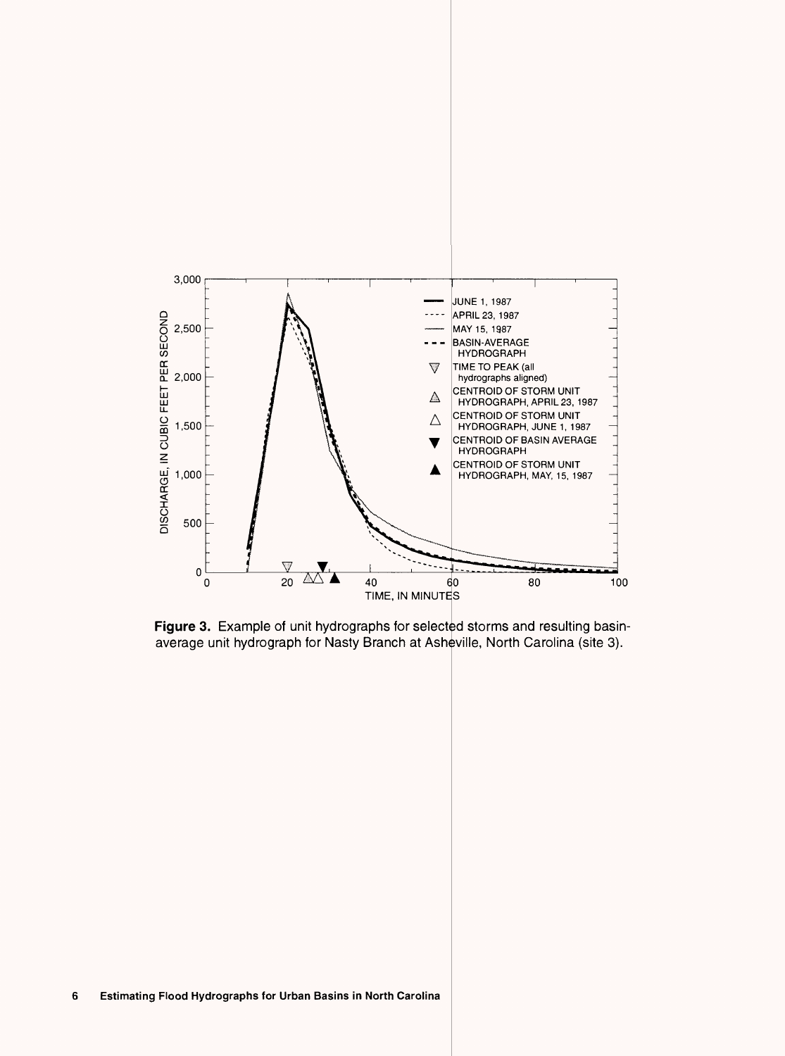**Figure 3.** Example of unit hydrographs for selected storms and resulting basin-average unit hydrograph for Nasty Branch at Asheville, North Carolina (site 3).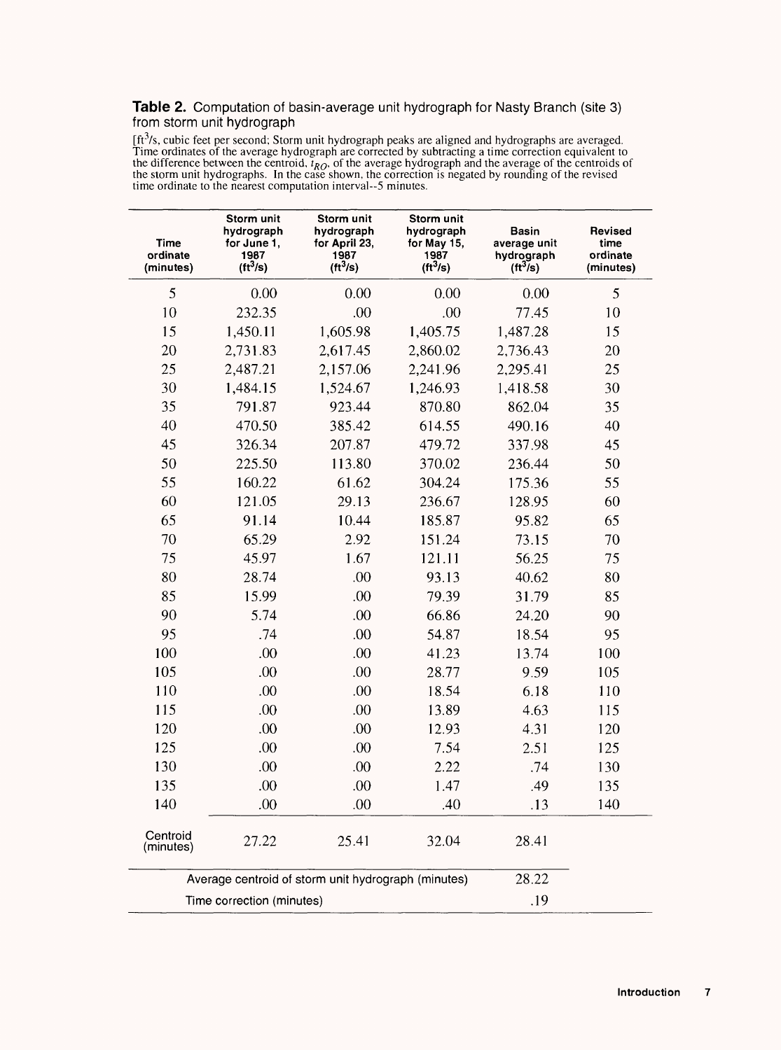**Table 2.** Computation of basin-average unit hydrograph for Nasty Branch (site 3) from storm unit hydrograph

[ft$^3$/s, cubic feet per second; Storm unit hydrograph peaks are aligned and hydrographs are averaged. Time ordinates of the average hydrograph are corrected by subtracting a time correction equivalent to the difference between the centroid, $t_{RO}$, of the average hydrograph and the average of the centroids of the storm unit hydrographs. In the case shown, the correction is negated by rounding of the revised time ordinate to the nearest computation interval--5 minutes.

| Time ordinate (minutes) | Storm unit hydrograph for June 1, 1987 (ft$^3$/s) | Storm unit hydrograph for April 23, 1987 (ft$^3$/s) | Storm unit hydrograph for May 15, 1987 (ft$^3$/s) | Basin average unit hydrograph (ft$^3$/s) | Revised time ordinate (minutes) |
|---|---|---|---|---|---|
| 5 | 0.00 | 0.00 | 0.00 | 0.00 | 5 |
| 10 | 232.35 | .00 | .00 | 77.45 | 10 |
| 15 | 1,450.11 | 1,605.98 | 1,405.75 | 1,487.28 | 15 |
| 20 | 2,731.83 | 2,617.45 | 2,860.02 | 2,736.43 | 20 |
| 25 | 2,487.21 | 2,157.06 | 2,241.96 | 2,295.41 | 25 |
| 30 | 1,484.15 | 1,524.67 | 1,246.93 | 1,418.58 | 30 |
| 35 | 791.87 | 923.44 | 870.80 | 862.04 | 35 |
| 40 | 470.50 | 385.42 | 614.55 | 490.16 | 40 |
| 45 | 326.34 | 207.87 | 479.72 | 337.98 | 45 |
| 50 | 225.50 | 113.80 | 370.02 | 236.44 | 50 |
| 55 | 160.22 | 61.62 | 304.24 | 175.36 | 55 |
| 60 | 121.05 | 29.13 | 236.67 | 128.95 | 60 |
| 65 | 91.14 | 10.44 | 185.87 | 95.82 | 65 |
| 70 | 65.29 | 2.92 | 151.24 | 73.15 | 70 |
| 75 | 45.97 | 1.67 | 121.11 | 56.25 | 75 |
| 80 | 28.74 | .00 | 93.13 | 40.62 | 80 |
| 85 | 15.99 | .00 | 79.39 | 31.79 | 85 |
| 90 | 5.74 | .00 | 66.86 | 24.20 | 90 |
| 95 | .74 | .00 | 54.87 | 18.54 | 95 |
| 100 | .00 | .00 | 41.23 | 13.74 | 100 |
| 105 | .00 | .00 | 28.77 | 9.59 | 105 |
| 110 | .00 | .00 | 18.54 | 6.18 | 110 |
| 115 | .00 | .00 | 13.89 | 4.63 | 115 |
| 120 | .00 | .00 | 12.93 | 4.31 | 120 |
| 125 | .00 | .00 | 7.54 | 2.51 | 125 |
| 130 | .00 | .00 | 2.22 | .74 | 130 |
| 135 | .00 | .00 | 1.47 | .49 | 135 |
| 140 | .00 | .00 | .40 | .13 | 140 |
| Centroid (minutes) | 27.22 | 25.41 | 32.04 | 28.41 | |
| Average centroid of storm unit hydrograph (minutes) | | | | 28.22 | |
| Time correction (minutes) | | | | .19 | |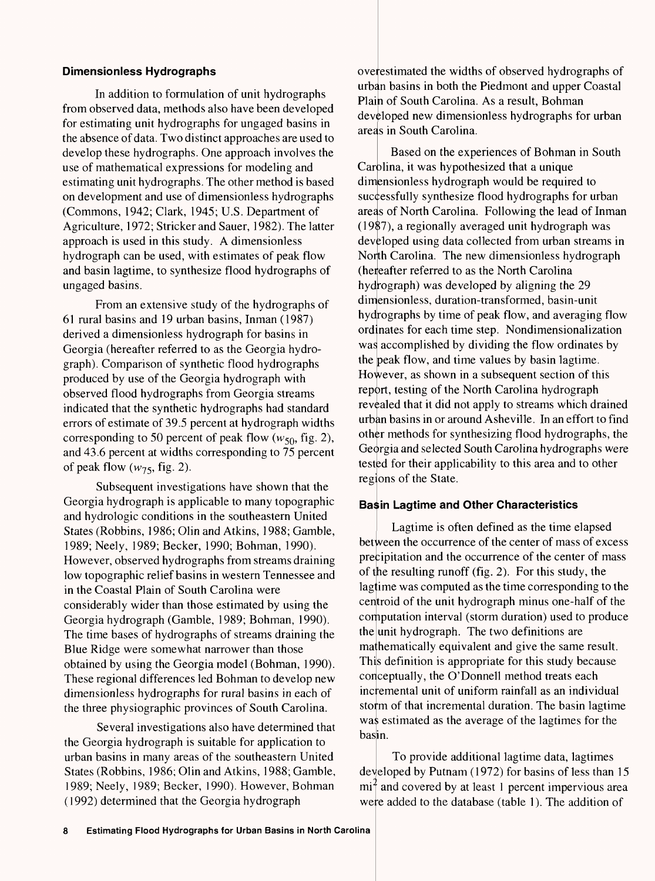### Dimensionless Hydrographs

In addition to formulation of unit hydrographs from observed data, methods also have been developed for estimating unit hydrographs for ungaged basins in the absence of data. Two distinct approaches are used to develop these hydrographs. One approach involves the use of mathematical expressions for modeling and estimating unit hydrographs. The other method is based on development and use of dimensionless hydrographs (Commons, 1942; Clark, 1945; U.S. Department of Agriculture, 1972; Stricker and Sauer, 1982). The latter approach is used in this study. A dimensionless hydrograph can be used, with estimates of peak flow and basin lagtime, to synthesize flood hydrographs of ungaged basins.

From an extensive study of the hydrographs of 61 rural basins and 19 urban basins, Inman (1987) derived a dimensionless hydrograph for basins in Georgia (hereafter referred to as the Georgia hydrograph). Comparison of synthetic flood hydrographs produced by use of the Georgia hydrograph with observed flood hydrographs from Georgia streams indicated that the synthetic hydrographs had standard errors of estimate of 39.5 percent at hydrograph widths corresponding to 50 percent of peak flow ($w_{50}$, fig. 2), and 43.6 percent at widths corresponding to 75 percent of peak flow ($w_{75}$, fig. 2).

Subsequent investigations have shown that the Georgia hydrograph is applicable to many topographic and hydrologic conditions in the southeastern United States (Robbins, 1986; Olin and Atkins, 1988; Gamble, 1989; Neely, 1989; Becker, 1990; Bohman, 1990). However, observed hydrographs from streams draining low topographic relief basins in western Tennessee and in the Coastal Plain of South Carolina were considerably wider than those estimated by using the Georgia hydrograph (Gamble, 1989; Bohman, 1990). The time bases of hydrographs of streams draining the Blue Ridge were somewhat narrower than those obtained by using the Georgia model (Bohman, 1990). These regional differences led Bohman to develop new dimensionless hydrographs for rural basins in each of the three physiographic provinces of South Carolina.

Several investigations also have determined that the Georgia hydrograph is suitable for application to urban basins in many areas of the southeastern United States (Robbins, 1986; Olin and Atkins, 1988; Gamble, 1989; Neely, 1989; Becker, 1990). However, Bohman (1992) determined that the Georgia hydrograph overestimated the widths of observed hydrographs of urban basins in both the Piedmont and upper Coastal Plain of South Carolina. As a result, Bohman developed new dimensionless hydrographs for urban areas in South Carolina.

Based on the experiences of Bohman in South Carolina, it was hypothesized that a unique dimensionless hydrograph would be required to successfully synthesize flood hydrographs for urban areas of North Carolina. Following the lead of Inman (1987), a regionally averaged unit hydrograph was developed using data collected from urban streams in North Carolina. The new dimensionless hydrograph (hereafter referred to as the North Carolina hydrograph) was developed by aligning the 29 dimensionless, duration-transformed, basin-unit hydrographs by time of peak flow, and averaging flow ordinates for each time step. Nondimensionalization was accomplished by dividing the flow ordinates by the peak flow, and time values by basin lagtime. However, as shown in a subsequent section of this report, testing of the North Carolina hydrograph revealed that it did not apply to streams which drained urban basins in or around Asheville. In an effort to find other methods for synthesizing flood hydrographs, the Georgia and selected South Carolina hydrographs were tested for their applicability to this area and to other regions of the State.

### Basin Lagtime and Other Characteristics

Lagtime is often defined as the time elapsed between the occurrence of the center of mass of excess precipitation and the occurrence of the center of mass of the resulting runoff (fig. 2). For this study, the lagtime was computed as the time corresponding to the centroid of the unit hydrograph minus one-half of the computation interval (storm duration) used to produce the unit hydrograph. The two definitions are mathematically equivalent and give the same result. This definition is appropriate for this study because conceptually, the O'Donnell method treats each incremental unit of uniform rainfall as an individual storm of that incremental duration. The basin lagtime was estimated as the average of the lagtimes for the basin.

To provide additional lagtime data, lagtimes developed by Putnam (1972) for basins of less than 15 $mi^2$ and covered by at least 1 percent impervious area were added to the database (table 1). The addition of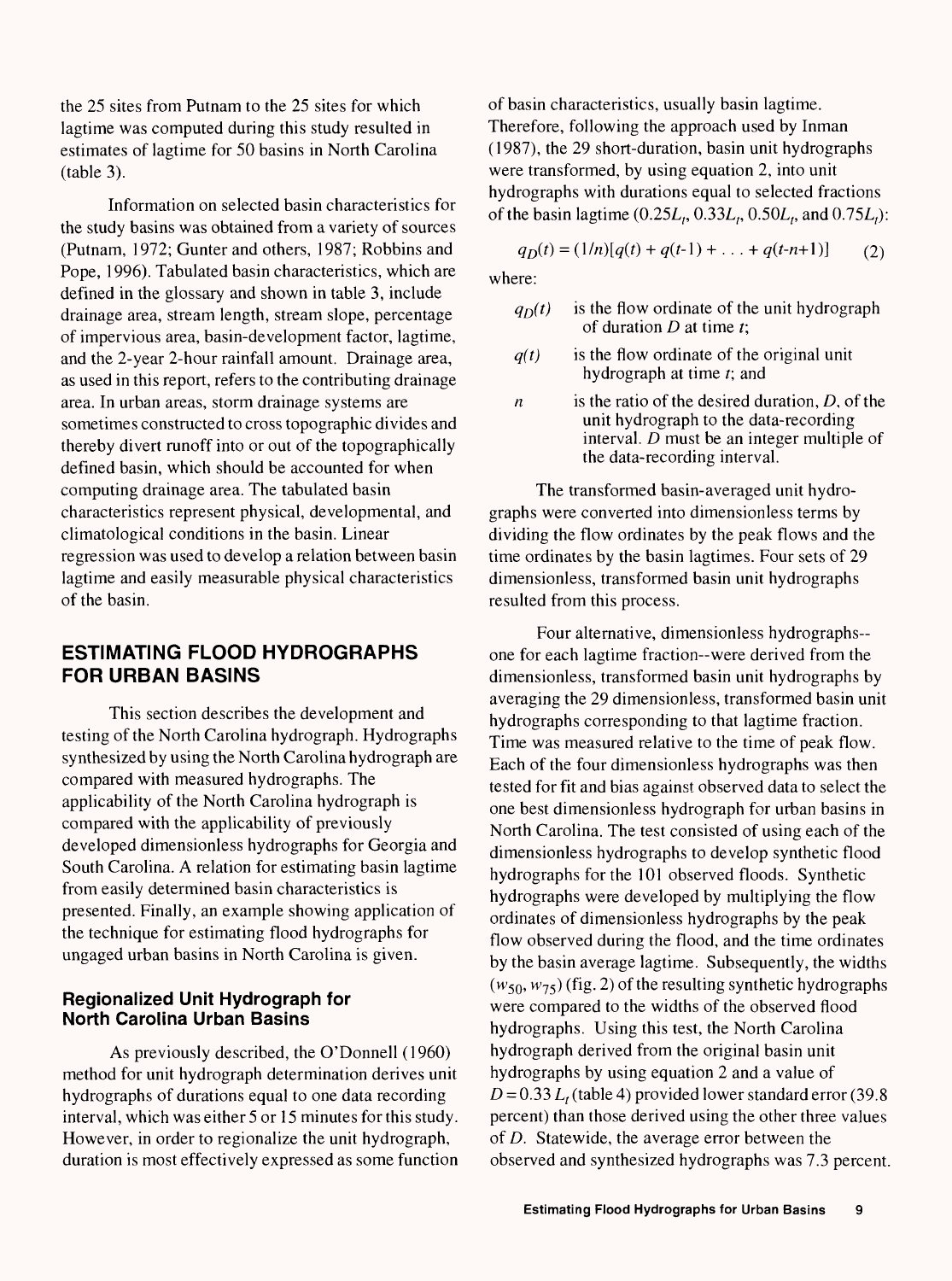the 25 sites from Putnam to the 25 sites for which lagtime was computed during this study resulted in estimates of lagtime for 50 basins in North Carolina (table 3).

Information on selected basin characteristics for the study basins was obtained from a variety of sources (Putnam, 1972; Gunter and others, 1987; Robbins and Pope, 1996). Tabulated basin characteristics, which are defined in the glossary and shown in table 3, include drainage area, stream length, stream slope, percentage of impervious area, basin-development factor, lagtime, and the 2-year 2-hour rainfall amount. Drainage area, as used in this report, refers to the contributing drainage area. In urban areas, storm drainage systems are sometimes constructed to cross topographic divides and thereby divert runoff into or out of the topographically defined basin, which should be accounted for when computing drainage area. The tabulated basin characteristics represent physical, developmental, and climatological conditions in the basin. Linear regression was used to develop a relation between basin lagtime and easily measurable physical characteristics of the basin.

## ESTIMATING FLOOD HYDROGRAPHS FOR URBAN BASINS

This section describes the development and testing of the North Carolina hydrograph. Hydrographs synthesized by using the North Carolina hydrograph are compared with measured hydrographs. The applicability of the North Carolina hydrograph is compared with the applicability of previously developed dimensionless hydrographs for Georgia and South Carolina. A relation for estimating basin lagtime from easily determined basin characteristics is presented. Finally, an example showing application of the technique for estimating flood hydrographs for ungaged urban basins in North Carolina is given.

### Regionalized Unit Hydrograph for North Carolina Urban Basins

As previously described, the O'Donnell (1960) method for unit hydrograph determination derives unit hydrographs of durations equal to one data recording interval, which was either 5 or 15 minutes for this study. However, in order to regionalize the unit hydrograph, duration is most effectively expressed as some function of basin characteristics, usually basin lagtime. Therefore, following the approach used by Inman (1987), the 29 short-duration, basin unit hydrographs were transformed, by using equation 2, into unit hydrographs with durations equal to selected fractions of the basin lagtime ($0.25L_t$, $0.33L_t$, $0.50L_t$, and $0.75L_t$):

$$q_D(t) = (1/n)[q(t) + q(t-1) + \ldots + q(t-n+1)] \qquad (2)$$

where:

- $q_D(t)$ is the flow ordinate of the unit hydrograph of duration $D$ at time $t$;
- $q(t)$ is the flow ordinate of the original unit hydrograph at time $t$; and
- $n$ is the ratio of the desired duration, $D$, of the unit hydrograph to the data-recording interval. $D$ must be an integer multiple of the data-recording interval.

The transformed basin-averaged unit hydrographs were converted into dimensionless terms by dividing the flow ordinates by the peak flows and the time ordinates by the basin lagtimes. Four sets of 29 dimensionless, transformed basin unit hydrographs resulted from this process.

Four alternative, dimensionless hydrographs--one for each lagtime fraction--were derived from the dimensionless, transformed basin unit hydrographs by averaging the 29 dimensionless, transformed basin unit hydrographs corresponding to that lagtime fraction. Time was measured relative to the time of peak flow. Each of the four dimensionless hydrographs was then tested for fit and bias against observed data to select the one best dimensionless hydrograph for urban basins in North Carolina. The test consisted of using each of the dimensionless hydrographs to develop synthetic flood hydrographs for the 101 observed floods. Synthetic hydrographs were developed by multiplying the flow ordinates of dimensionless hydrographs by the peak flow observed during the flood, and the time ordinates by the basin average lagtime. Subsequently, the widths ($w_{50}$, $w_{75}$) (fig. 2) of the resulting synthetic hydrographs were compared to the widths of the observed flood hydrographs. Using this test, the North Carolina hydrograph derived from the original basin unit hydrographs by using equation 2 and a value of $D = 0.33\,L_t$ (table 4) provided lower standard error (39.8 percent) than those derived using the other three values of $D$. Statewide, the average error between the observed and synthesized hydrographs was 7.3 percent.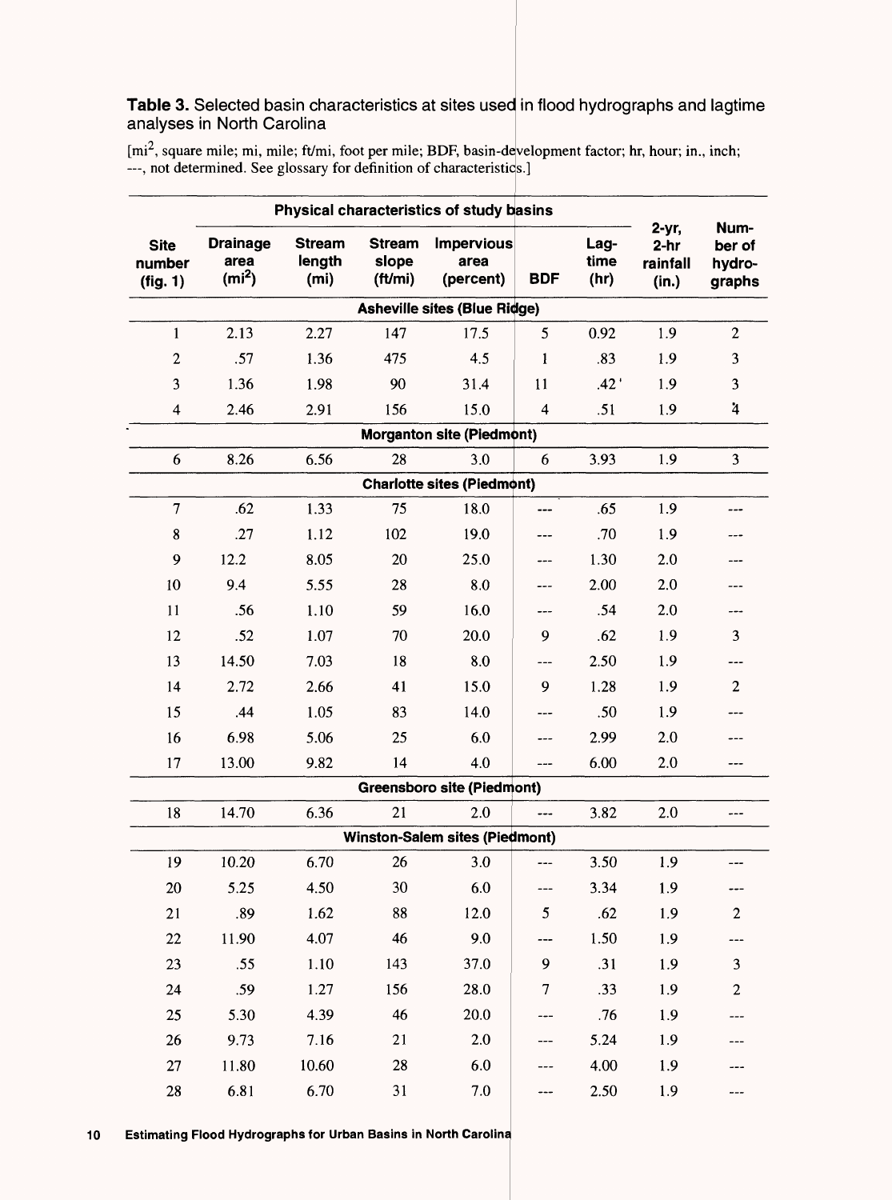**Table 3.** Selected basin characteristics at sites used in flood hydrographs and lagtime analyses in North Carolina

[mi², square mile; mi, mile; ft/mi, foot per mile; BDF, basin-development factor; hr, hour; in., inch; ---, not determined. See glossary for definition of characteristics.]

| Site number (fig. 1) | Physical characteristics of study basins | | | | | | 2-yr, 2-hr rainfall (in.) | Number of hydrographs |
|---|---|---|---|---|---|---|---|---|
| | Drainage area (mi²) | Stream length (mi) | Stream slope (ft/mi) | Impervious area (percent) | BDF | Lagtime (hr) | | |
| **Asheville sites (Blue Ridge)** | | | | | | | | |
| 1 | 2.13 | 2.27 | 147 | 17.5 | 5 | 0.92 | 1.9 | 2 |
| 2 | .57 | 1.36 | 475 | 4.5 | 1 | .83 | 1.9 | 3 |
| 3 | 1.36 | 1.98 | 90 | 31.4 | 11 | .42 | 1.9 | 3 |
| 4 | 2.46 | 2.91 | 156 | 15.0 | 4 | .51 | 1.9 | 4 |
| **Morganton site (Piedmont)** | | | | | | | | |
| 6 | 8.26 | 6.56 | 28 | 3.0 | 6 | 3.93 | 1.9 | 3 |
| **Charlotte sites (Piedmont)** | | | | | | | | |
| 7 | .62 | 1.33 | 75 | 18.0 | --- | .65 | 1.9 | --- |
| 8 | .27 | 1.12 | 102 | 19.0 | --- | .70 | 1.9 | --- |
| 9 | 12.2 | 8.05 | 20 | 25.0 | --- | 1.30 | 2.0 | --- |
| 10 | 9.4 | 5.55 | 28 | 8.0 | --- | 2.00 | 2.0 | --- |
| 11 | .56 | 1.10 | 59 | 16.0 | --- | .54 | 2.0 | --- |
| 12 | .52 | 1.07 | 70 | 20.0 | 9 | .62 | 1.9 | 3 |
| 13 | 14.50 | 7.03 | 18 | 8.0 | --- | 2.50 | 1.9 | --- |
| 14 | 2.72 | 2.66 | 41 | 15.0 | 9 | 1.28 | 1.9 | 2 |
| 15 | .44 | 1.05 | 83 | 14.0 | --- | .50 | 1.9 | --- |
| 16 | 6.98 | 5.06 | 25 | 6.0 | --- | 2.99 | 2.0 | --- |
| 17 | 13.00 | 9.82 | 14 | 4.0 | --- | 6.00 | 2.0 | --- |
| **Greensboro site (Piedmont)** | | | | | | | | |
| 18 | 14.70 | 6.36 | 21 | 2.0 | --- | 3.82 | 2.0 | --- |
| **Winston-Salem sites (Piedmont)** | | | | | | | | |
| 19 | 10.20 | 6.70 | 26 | 3.0 | --- | 3.50 | 1.9 | --- |
| 20 | 5.25 | 4.50 | 30 | 6.0 | --- | 3.34 | 1.9 | --- |
| 21 | .89 | 1.62 | 88 | 12.0 | 5 | .62 | 1.9 | 2 |
| 22 | 11.90 | 4.07 | 46 | 9.0 | --- | 1.50 | 1.9 | --- |
| 23 | .55 | 1.10 | 143 | 37.0 | 9 | .31 | 1.9 | 3 |
| 24 | .59 | 1.27 | 156 | 28.0 | 7 | .33 | 1.9 | 2 |
| 25 | 5.30 | 4.39 | 46 | 20.0 | --- | .76 | 1.9 | --- |
| 26 | 9.73 | 7.16 | 21 | 2.0 | --- | 5.24 | 1.9 | --- |
| 27 | 11.80 | 10.60 | 28 | 6.0 | --- | 4.00 | 1.9 | --- |
| 28 | 6.81 | 6.70 | 31 | 7.0 | --- | 2.50 | 1.9 | --- |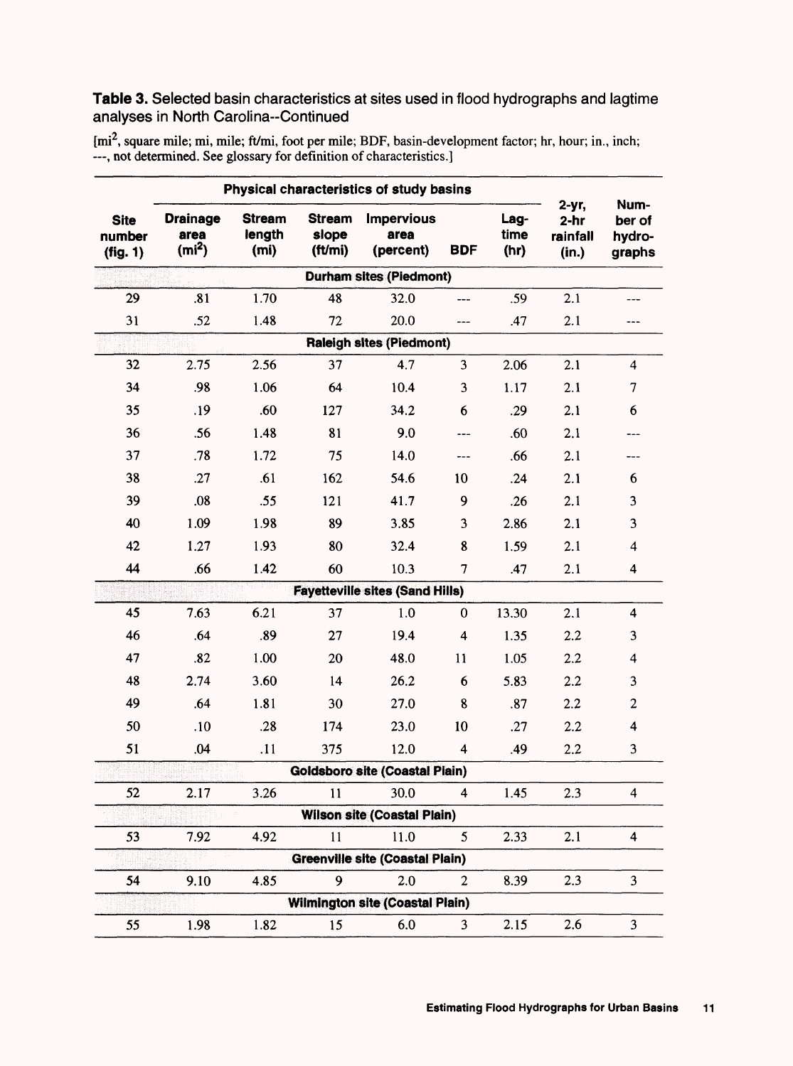**Table 3.** Selected basin characteristics at sites used in flood hydrographs and lagtime analyses in North Carolina--Continued

[mi$^2$, square mile; mi, mile; ft/mi, foot per mile; BDF, basin-development factor; hr, hour; in., inch; ---, not determined. See glossary for definition of characteristics.]

| | Physical characteristics of study basins | | | | | | | |
|---|---|---|---|---|---|---|---|---|
| Site number (fig. 1) | Drainage area (mi$^2$) | Stream length (mi) | Stream slope (ft/mi) | Impervious area (percent) | BDF | Lag-time (hr) | 2-yr, 2-hr rainfall (in.) | Number of hydro-graphs |
| | | | | **Durham sites (Piedmont)** | | | | |
| 29 | .81 | 1.70 | 48 | 32.0 | --- | .59 | 2.1 | --- |
| 31 | .52 | 1.48 | 72 | 20.0 | --- | .47 | 2.1 | --- |
| | | | | **Raleigh sites (Piedmont)** | | | | |
| 32 | 2.75 | 2.56 | 37 | 4.7 | 3 | 2.06 | 2.1 | 4 |
| 34 | .98 | 1.06 | 64 | 10.4 | 3 | 1.17 | 2.1 | 7 |
| 35 | .19 | .60 | 127 | 34.2 | 6 | .29 | 2.1 | 6 |
| 36 | .56 | 1.48 | 81 | 9.0 | --- | .60 | 2.1 | --- |
| 37 | .78 | 1.72 | 75 | 14.0 | --- | .66 | 2.1 | --- |
| 38 | .27 | .61 | 162 | 54.6 | 10 | .24 | 2.1 | 6 |
| 39 | .08 | .55 | 121 | 41.7 | 9 | .26 | 2.1 | 3 |
| 40 | 1.09 | 1.98 | 89 | 3.85 | 3 | 2.86 | 2.1 | 3 |
| 42 | 1.27 | 1.93 | 80 | 32.4 | 8 | 1.59 | 2.1 | 4 |
| 44 | .66 | 1.42 | 60 | 10.3 | 7 | .47 | 2.1 | 4 |
| | | | | **Fayetteville sites (Sand Hills)** | | | | |
| 45 | 7.63 | 6.21 | 37 | 1.0 | 0 | 13.30 | 2.1 | 4 |
| 46 | .64 | .89 | 27 | 19.4 | 4 | 1.35 | 2.2 | 3 |
| 47 | .82 | 1.00 | 20 | 48.0 | 11 | 1.05 | 2.2 | 4 |
| 48 | 2.74 | 3.60 | 14 | 26.2 | 6 | 5.83 | 2.2 | 3 |
| 49 | .64 | 1.81 | 30 | 27.0 | 8 | .87 | 2.2 | 2 |
| 50 | .10 | .28 | 174 | 23.0 | 10 | .27 | 2.2 | 4 |
| 51 | .04 | .11 | 375 | 12.0 | 4 | .49 | 2.2 | 3 |
| | | | | **Goldsboro site (Coastal Plain)** | | | | |
| 52 | 2.17 | 3.26 | 11 | 30.0 | 4 | 1.45 | 2.3 | 4 |
| | | | | **Wilson site (Coastal Plain)** | | | | |
| 53 | 7.92 | 4.92 | 11 | 11.0 | 5 | 2.33 | 2.1 | 4 |
| | | | | **Greenville site (Coastal Plain)** | | | | |
| 54 | 9.10 | 4.85 | 9 | 2.0 | 2 | 8.39 | 2.3 | 3 |
| | | | | **Wilmington site (Coastal Plain)** | | | | |
| 55 | 1.98 | 1.82 | 15 | 6.0 | 3 | 2.15 | 2.6 | 3 |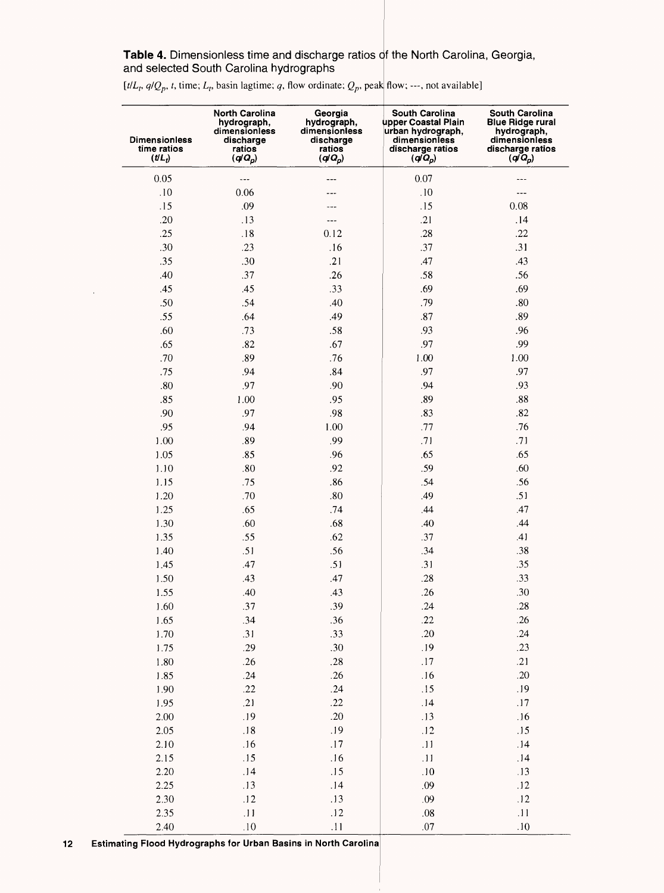**Table 4.** Dimensionless time and discharge ratios of the North Carolina, Georgia, and selected South Carolina hydrographs

[$t/L_t$, $q/Q_p$, $t$, time; $L_t$, basin lagtime; $q$, flow ordinate; $Q_p$, peak flow; ---, not available]

| Dimensionless time ratios ($t/L_t$) | North Carolina hydrograph, dimensionless discharge ratios ($q/Q_p$) | Georgia hydrograph, dimensionless discharge ratios ($q/Q_p$) | South Carolina upper Coastal Plain urban hydrograph, dimensionless discharge ratios ($q/Q_p$) | South Carolina Blue Ridge rural hydrograph, dimensionless discharge ratios ($q/Q_p$) |
|---|---|---|---|---|
| 0.05 | --- | --- | 0.07 | --- |
| .10 | 0.06 | --- | .10 | --- |
| .15 | .09 | --- | .15 | 0.08 |
| .20 | .13 | --- | .21 | .14 |
| .25 | .18 | 0.12 | .28 | .22 |
| .30 | .23 | .16 | .37 | .31 |
| .35 | .30 | .21 | .47 | .43 |
| .40 | .37 | .26 | .58 | .56 |
| .45 | .45 | .33 | .69 | .69 |
| .50 | .54 | .40 | .79 | .80 |
| .55 | .64 | .49 | .87 | .89 |
| .60 | .73 | .58 | .93 | .96 |
| .65 | .82 | .67 | .97 | .99 |
| .70 | .89 | .76 | 1.00 | 1.00 |
| .75 | .94 | .84 | .97 | .97 |
| .80 | .97 | .90 | .94 | .93 |
| .85 | 1.00 | .95 | .89 | .88 |
| .90 | .97 | .98 | .83 | .82 |
| .95 | .94 | 1.00 | .77 | .76 |
| 1.00 | .89 | .99 | .71 | .71 |
| 1.05 | .85 | .96 | .65 | .65 |
| 1.10 | .80 | .92 | .59 | .60 |
| 1.15 | .75 | .86 | .54 | .56 |
| 1.20 | .70 | .80 | .49 | .51 |
| 1.25 | .65 | .74 | .44 | .47 |
| 1.30 | .60 | .68 | .40 | .44 |
| 1.35 | .55 | .62 | .37 | .41 |
| 1.40 | .51 | .56 | .34 | .38 |
| 1.45 | .47 | .51 | .31 | .35 |
| 1.50 | .43 | .47 | .28 | .33 |
| 1.55 | .40 | .43 | .26 | .30 |
| 1.60 | .37 | .39 | .24 | .28 |
| 1.65 | .34 | .36 | .22 | .26 |
| 1.70 | .31 | .33 | .20 | .24 |
| 1.75 | .29 | .30 | .19 | .23 |
| 1.80 | .26 | .28 | .17 | .21 |
| 1.85 | .24 | .26 | .16 | .20 |
| 1.90 | .22 | .24 | .15 | .19 |
| 1.95 | .21 | .22 | .14 | .17 |
| 2.00 | .19 | .20 | .13 | .16 |
| 2.05 | .18 | .19 | .12 | .15 |
| 2.10 | .16 | .17 | .11 | .14 |
| 2.15 | .15 | .16 | .11 | .14 |
| 2.20 | .14 | .15 | .10 | .13 |
| 2.25 | .13 | .14 | .09 | .12 |
| 2.30 | .12 | .13 | .09 | .12 |
| 2.35 | .11 | .12 | .08 | .11 |
| 2.40 | .10 | .11 | .07 | .10 |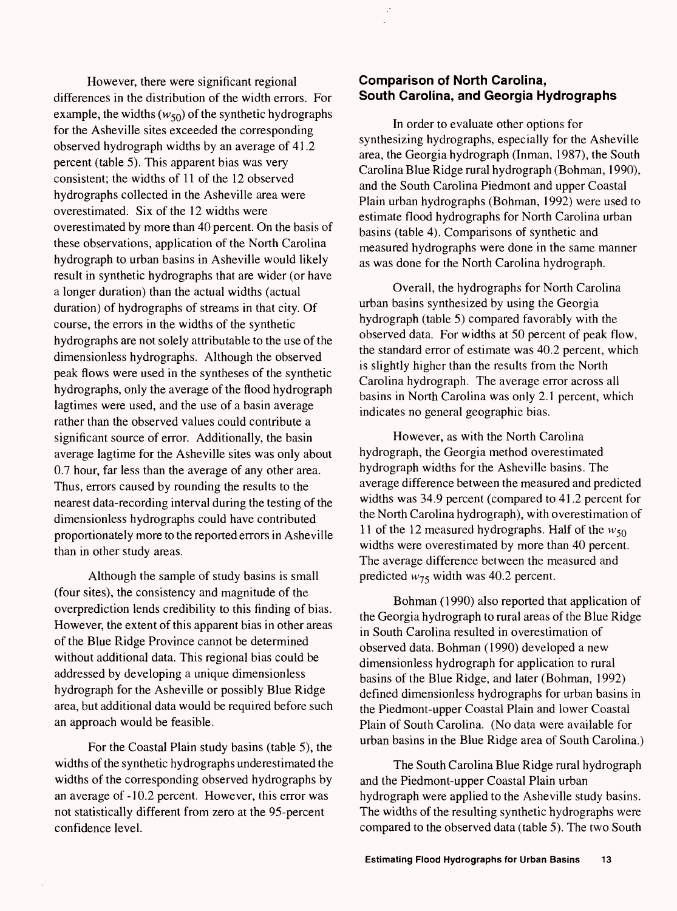However, there were significant regional differences in the distribution of the width errors. For example, the widths ($w_{50}$) of the synthetic hydrographs for the Asheville sites exceeded the corresponding observed hydrograph widths by an average of 41.2 percent (table 5). This apparent bias was very consistent; the widths of 11 of the 12 observed hydrographs collected in the Asheville area were overestimated. Six of the 12 widths were overestimated by more than 40 percent. On the basis of these observations, application of the North Carolina hydrograph to urban basins in Asheville would likely result in synthetic hydrographs that are wider (or have a longer duration) than the actual widths (actual duration) of hydrographs of streams in that city. Of course, the errors in the widths of the synthetic hydrographs are not solely attributable to the use of the dimensionless hydrographs. Although the observed peak flows were used in the syntheses of the synthetic hydrographs, only the average of the flood hydrograph lagtimes were used, and the use of a basin average rather than the observed values could contribute a significant source of error. Additionally, the basin average lagtime for the Asheville sites was only about 0.7 hour, far less than the average of any other area. Thus, errors caused by rounding the results to the nearest data-recording interval during the testing of the dimensionless hydrographs could have contributed proportionately more to the reported errors in Asheville than in other study areas.

Although the sample of study basins is small (four sites), the consistency and magnitude of the overprediction lends credibility to this finding of bias. However, the extent of this apparent bias in other areas of the Blue Ridge Province cannot be determined without additional data. This regional bias could be addressed by developing a unique dimensionless hydrograph for the Asheville or possibly Blue Ridge area, but additional data would be required before such an approach would be feasible.

For the Coastal Plain study basins (table 5), the widths of the synthetic hydrographs underestimated the widths of the corresponding observed hydrographs by an average of -10.2 percent. However, this error was not statistically different from zero at the 95-percent confidence level.

## Comparison of North Carolina, South Carolina, and Georgia Hydrographs

In order to evaluate other options for synthesizing hydrographs, especially for the Asheville area, the Georgia hydrograph (Inman, 1987), the South Carolina Blue Ridge rural hydrograph (Bohman, 1990), and the South Carolina Piedmont and upper Coastal Plain urban hydrographs (Bohman, 1992) were used to estimate flood hydrographs for North Carolina urban basins (table 4). Comparisons of synthetic and measured hydrographs were done in the same manner as was done for the North Carolina hydrograph.

Overall, the hydrographs for North Carolina urban basins synthesized by using the Georgia hydrograph (table 5) compared favorably with the observed data. For widths at 50 percent of peak flow, the standard error of estimate was 40.2 percent, which is slightly higher than the results from the North Carolina hydrograph. The average error across all basins in North Carolina was only 2.1 percent, which indicates no general geographic bias.

However, as with the North Carolina hydrograph, the Georgia method overestimated hydrograph widths for the Asheville basins. The average difference between the measured and predicted widths was 34.9 percent (compared to 41.2 percent for the North Carolina hydrograph), with overestimation of 11 of the 12 measured hydrographs. Half of the $w_{50}$ widths were overestimated by more than 40 percent. The average difference between the measured and predicted $w_{75}$ width was 40.2 percent.

Bohman (1990) also reported that application of the Georgia hydrograph to rural areas of the Blue Ridge in South Carolina resulted in overestimation of observed data. Bohman (1990) developed a new dimensionless hydrograph for application to rural basins of the Blue Ridge, and later (Bohman, 1992) defined dimensionless hydrographs for urban basins in the Piedmont-upper Coastal Plain and lower Coastal Plain of South Carolina. (No data were available for urban basins in the Blue Ridge area of South Carolina.)

The South Carolina Blue Ridge rural hydrograph and the Piedmont-upper Coastal Plain urban hydrograph were applied to the Asheville study basins. The widths of the resulting synthetic hydrographs were compared to the observed data (table 5). The two South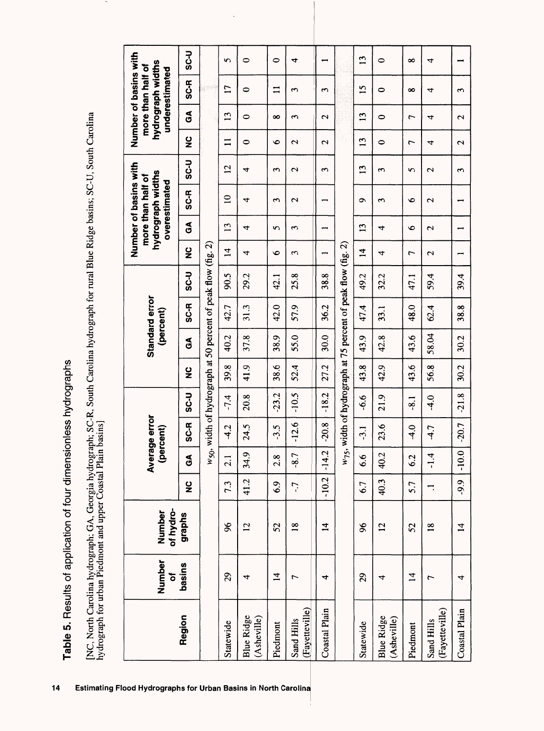**Table 5.** Results of application of four dimensionless hydrographs

[NC, North Carolina hydrograph; GA, Georgia hydrograph; SC-R, South Carolina hydrograph for rural Blue Ridge basins; SC-U, South Carolina hydrograph for urban Piedmont and upper Coastal Plain basins]

| Region | Number of basins | Number of hydro-graphs | Average error (percent) | | | | Standard error (percent) | | | | Number of basins with more than half of hydrograph widths overestimated | | | | Number of basins with more than half of hydrograph widths underestimated | | | |
|---|---|---|---|---|---|---|---|---|---|---|---|---|---|---|---|---|---|---|
| | | | NC | GA | SC-R | SC-U | NC | GA | SC-R | SC-U | NC | GA | SC-R | SC-U | NC | GA | SC-R | SC-U |
| $w_{50}$, width of hydrograph at 50 percent of peak flow (fig. 2) | | | | | | | | | | | | | | | | | | |
| Statewide | 29 | 96 | 7.3 | 2.1 | -4.2 | -7.4 | 39.8 | 40.2 | 42.7 | 90.5 | 14 | 13 | 10 | 12 | 11 | 13 | 17 | 5 |
| Blue Ridge (Asheville) | 4 | 12 | 41.2 | 34.9 | 24.5 | 20.8 | 41.9 | 37.8 | 31.3 | 29.2 | 4 | 4 | 4 | 4 | 0 | 0 | 0 | 0 |
| Piedmont | 14 | 52 | 6.9 | 2.8 | -3.5 | -23.2 | 38.6 | 38.9 | 42.0 | 42.1 | 6 | 5 | 3 | 3 | 6 | 8 | 11 | 0 |
| Sand Hills (Fayetteville) | 7 | 18 | -.7 | -8.7 | -12.6 | -10.5 | 52.4 | 55.0 | 57.9 | 25.8 | 3 | 3 | 2 | 2 | 2 | 3 | 3 | 4 |
| Coastal Plain | 4 | 14 | -10.2 | -14.2 | -20.8 | -18.2 | 27.2 | 30.0 | 36.2 | 38.8 | 1 | 1 | 1 | 3 | 2 | 2 | 3 | 1 |
| $w_{75}$, width of hydrograph at 75 percent of peak flow (fig. 2) | | | | | | | | | | | | | | | | | | |
| Statewide | 29 | 96 | 6.7 | 6.6 | -3.1 | -6.6 | 43.8 | 43.9 | 47.4 | 49.2 | 14 | 13 | 9 | 13 | 13 | 13 | 15 | 13 |
| Blue Ridge (Asheville) | 4 | 12 | 40.3 | 40.2 | 23.6 | 21.9 | 42.9 | 42.8 | 33.1 | 32.2 | 4 | 4 | 3 | 3 | 0 | 0 | 0 | 0 |
| Piedmont | 14 | 52 | 5.7 | 6.2 | -4.0 | -8.1 | 43.6 | 43.6 | 48.0 | 47.1 | 7 | 6 | 6 | 5 | 7 | 7 | 8 | 8 |
| Sand Hills (Fayetteville) | 7 | 18 | .1 | -1.4 | -4.7 | -4.0 | 56.8 | 58.04 | 62.4 | 59.4 | 2 | 2 | 2 | 2 | 4 | 4 | 4 | 4 |
| Coastal Plain | 4 | 14 | -9.9 | -10.0 | -20.7 | -21.8 | 30.2 | 30.2 | 38.8 | 39.4 | 1 | 1 | 1 | 3 | 2 | 2 | 3 | 1 |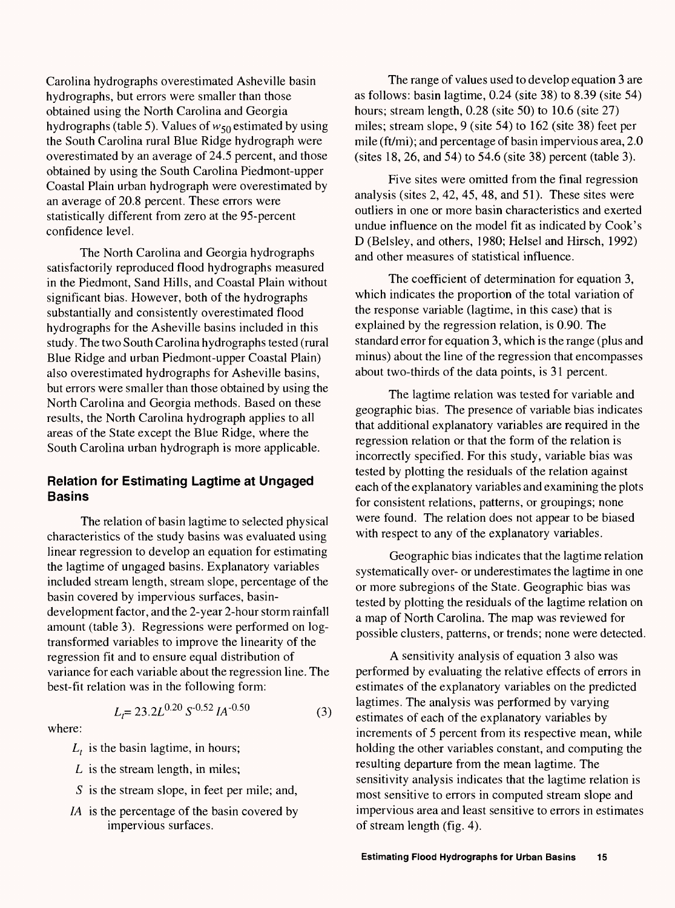Carolina hydrographs overestimated Asheville basin hydrographs, but errors were smaller than those obtained using the North Carolina and Georgia hydrographs (table 5). Values of $w_{50}$ estimated by using the South Carolina rural Blue Ridge hydrograph were overestimated by an average of 24.5 percent, and those obtained by using the South Carolina Piedmont-upper Coastal Plain urban hydrograph were overestimated by an average of 20.8 percent. These errors were statistically different from zero at the 95-percent confidence level.

The North Carolina and Georgia hydrographs satisfactorily reproduced flood hydrographs measured in the Piedmont, Sand Hills, and Coastal Plain without significant bias. However, both of the hydrographs substantially and consistently overestimated flood hydrographs for the Asheville basins included in this study. The two South Carolina hydrographs tested (rural Blue Ridge and urban Piedmont-upper Coastal Plain) also overestimated hydrographs for Asheville basins, but errors were smaller than those obtained by using the North Carolina and Georgia methods. Based on these results, the North Carolina hydrograph applies to all areas of the State except the Blue Ridge, where the South Carolina urban hydrograph is more applicable.

### Relation for Estimating Lagtime at Ungaged Basins

The relation of basin lagtime to selected physical characteristics of the study basins was evaluated using linear regression to develop an equation for estimating the lagtime of ungaged basins. Explanatory variables included stream length, stream slope, percentage of the basin covered by impervious surfaces, basin-development factor, and the 2-year 2-hour storm rainfall amount (table 3). Regressions were performed on log-transformed variables to improve the linearity of the regression fit and to ensure equal distribution of variance for each variable about the regression line. The best-fit relation was in the following form:

$$L_t = 23.2 L^{0.20} S^{-0.52} IA^{-0.50} \qquad (3)$$

where:

- $L_t$ is the basin lagtime, in hours;
- $L$ is the stream length, in miles;
- $S$ is the stream slope, in feet per mile; and,
- $IA$ is the percentage of the basin covered by impervious surfaces.

The range of values used to develop equation 3 are as follows: basin lagtime, 0.24 (site 38) to 8.39 (site 54) hours; stream length, 0.28 (site 50) to 10.6 (site 27) miles; stream slope, 9 (site 54) to 162 (site 38) feet per mile (ft/mi); and percentage of basin impervious area, 2.0 (sites 18, 26, and 54) to 54.6 (site 38) percent (table 3).

Five sites were omitted from the final regression analysis (sites 2, 42, 45, 48, and 51). These sites were outliers in one or more basin characteristics and exerted undue influence on the model fit as indicated by Cook's D (Belsley, and others, 1980; Helsel and Hirsch, 1992) and other measures of statistical influence.

The coefficient of determination for equation 3, which indicates the proportion of the total variation of the response variable (lagtime, in this case) that is explained by the regression relation, is 0.90. The standard error for equation 3, which is the range (plus and minus) about the line of the regression that encompasses about two-thirds of the data points, is 31 percent.

The lagtime relation was tested for variable and geographic bias. The presence of variable bias indicates that additional explanatory variables are required in the regression relation or that the form of the relation is incorrectly specified. For this study, variable bias was tested by plotting the residuals of the relation against each of the explanatory variables and examining the plots for consistent relations, patterns, or groupings; none were found. The relation does not appear to be biased with respect to any of the explanatory variables.

Geographic bias indicates that the lagtime relation systematically over- or underestimates the lagtime in one or more subregions of the State. Geographic bias was tested by plotting the residuals of the lagtime relation on a map of North Carolina. The map was reviewed for possible clusters, patterns, or trends; none were detected.

A sensitivity analysis of equation 3 also was performed by evaluating the relative effects of errors in estimates of the explanatory variables on the predicted lagtimes. The analysis was performed by varying estimates of each of the explanatory variables by increments of 5 percent from its respective mean, while holding the other variables constant, and computing the resulting departure from the mean lagtime. The sensitivity analysis indicates that the lagtime relation is most sensitive to errors in computed stream slope and impervious area and least sensitive to errors in estimates of stream length (fig. 4).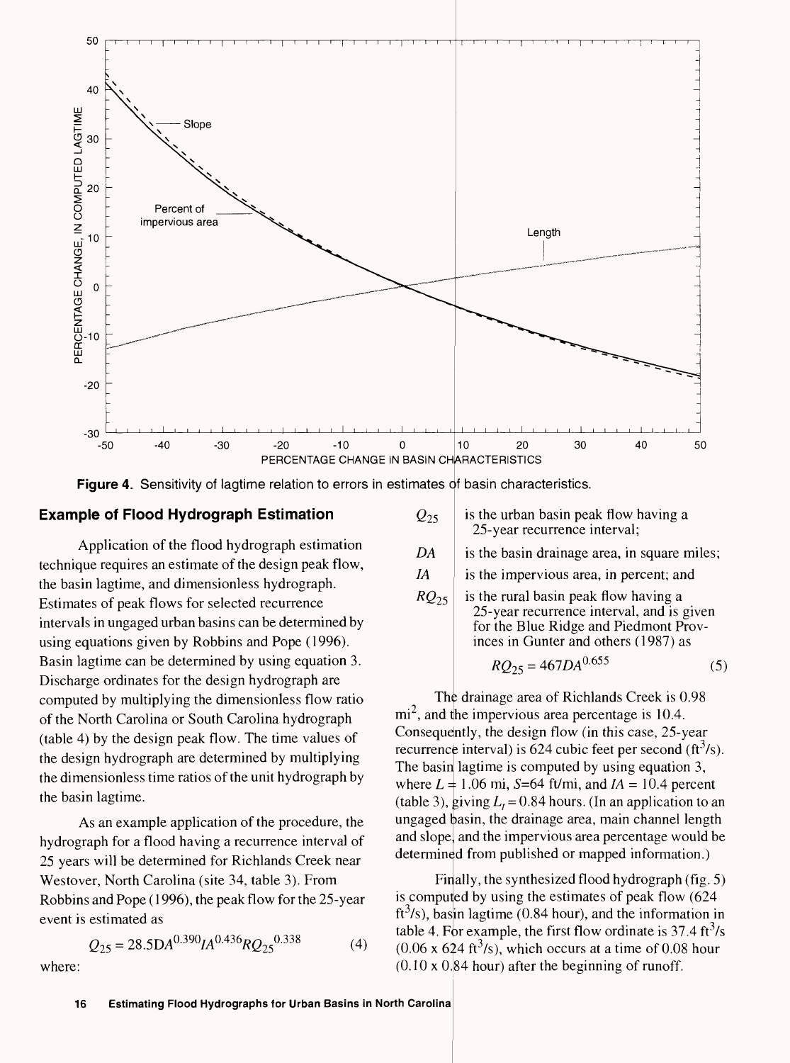Figure 4. Sensitivity of lagtime relation to errors in estimates of basin characteristics.

## Example of Flood Hydrograph Estimation

Application of the flood hydrograph estimation technique requires an estimate of the design peak flow, the basin lagtime, and dimensionless hydrograph. Estimates of peak flows for selected recurrence intervals in ungaged urban basins can be determined by using equations given by Robbins and Pope (1996). Basin lagtime can be determined by using equation 3. Discharge ordinates for the design hydrograph are computed by multiplying the dimensionless flow ratio of the North Carolina or South Carolina hydrograph (table 4) by the design peak flow. The time values of the design hydrograph are determined by multiplying the dimensionless time ratios of the unit hydrograph by the basin lagtime.

As an example application of the procedure, the hydrograph for a flood having a recurrence interval of 25 years will be determined for Richlands Creek near Westover, North Carolina (site 34, table 3). From Robbins and Pope (1996), the peak flow for the 25-year event is estimated as

$$Q_{25} = 28.5DA^{0.390}IA^{0.436}RQ_{25}^{0.338} \qquad (4)$$

where:

$Q_{25}$ is the urban basin peak flow having a 25-year recurrence interval;

$DA$ is the basin drainage area, in square miles;

$IA$ is the impervious area, in percent; and

$RQ_{25}$ is the rural basin peak flow having a 25-year recurrence interval, and is given for the Blue Ridge and Piedmont Provinces in Gunter and others (1987) as

$$RQ_{25} = 467DA^{0.655} \qquad (5)$$

The drainage area of Richlands Creek is 0.98 mi$^2$, and the impervious area percentage is 10.4. Consequently, the design flow (in this case, 25-year recurrence interval) is 624 cubic feet per second (ft$^3$/s). The basin lagtime is computed by using equation 3, where $L$ = 1.06 mi, $S$=64 ft/mi, and $IA$ = 10.4 percent (table 3), giving $L_t$ = 0.84 hours. (In an application to an ungaged basin, the drainage area, main channel length and slope, and the impervious area percentage would be determined from published or mapped information.)

Finally, the synthesized flood hydrograph (fig. 5) is computed by using the estimates of peak flow (624 ft$^3$/s), basin lagtime (0.84 hour), and the information in table 4. For example, the first flow ordinate is 37.4 ft$^3$/s (0.06 x 624 ft$^3$/s), which occurs at a time of 0.08 hour (0.10 x 0.84 hour) after the beginning of runoff.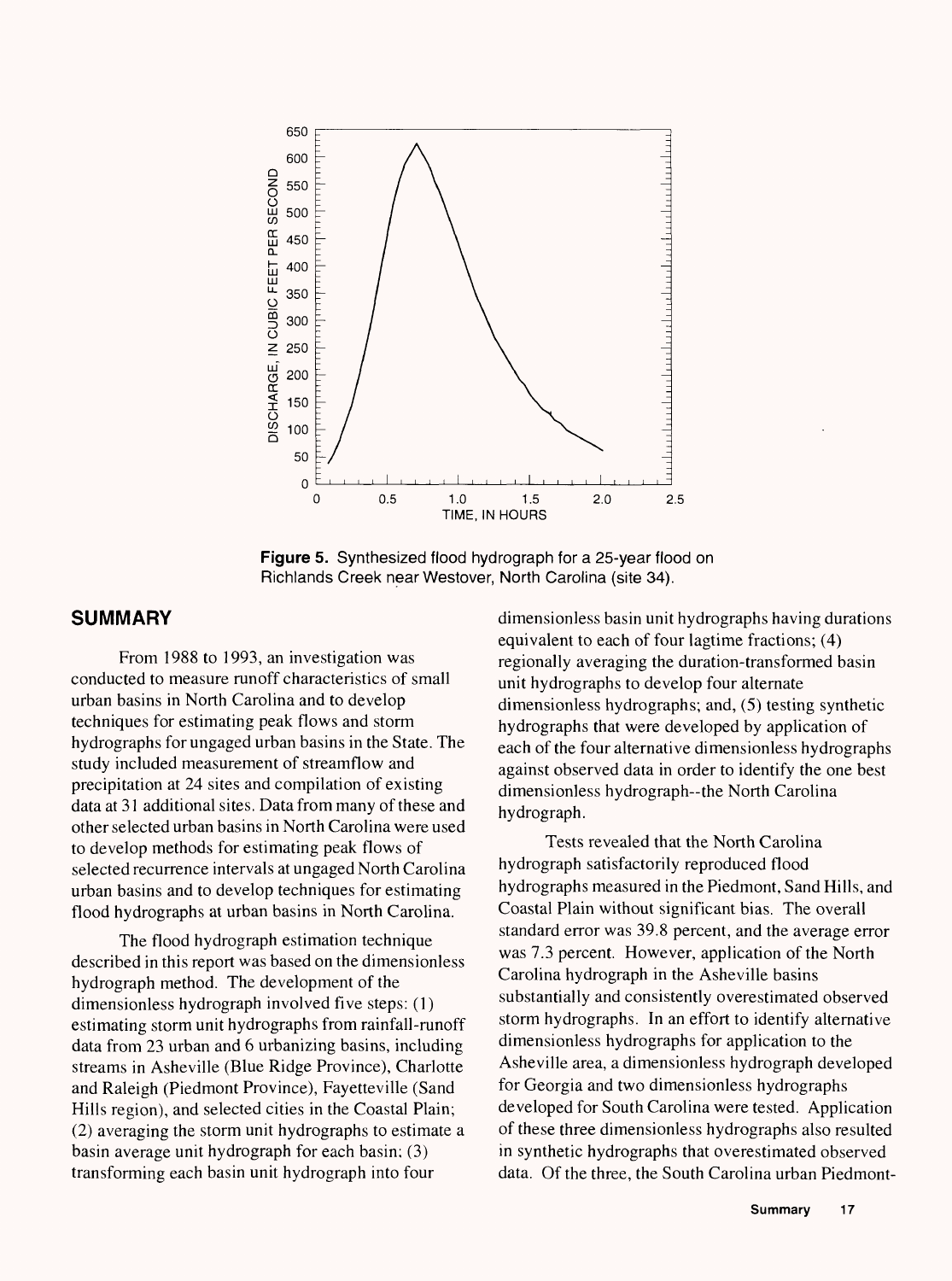**Figure 5.** Synthesized flood hydrograph for a 25-year flood on Richlands Creek near Westover, North Carolina (site 34).

## SUMMARY

From 1988 to 1993, an investigation was conducted to measure runoff characteristics of small urban basins in North Carolina and to develop techniques for estimating peak flows and storm hydrographs for ungaged urban basins in the State. The study included measurement of streamflow and precipitation at 24 sites and compilation of existing data at 31 additional sites. Data from many of these and other selected urban basins in North Carolina were used to develop methods for estimating peak flows of selected recurrence intervals at ungaged North Carolina urban basins and to develop techniques for estimating flood hydrographs at urban basins in North Carolina.

The flood hydrograph estimation technique described in this report was based on the dimensionless hydrograph method. The development of the dimensionless hydrograph involved five steps: (1) estimating storm unit hydrographs from rainfall-runoff data from 23 urban and 6 urbanizing basins, including streams in Asheville (Blue Ridge Province), Charlotte and Raleigh (Piedmont Province), Fayetteville (Sand Hills region), and selected cities in the Coastal Plain; (2) averaging the storm unit hydrographs to estimate a basin average unit hydrograph for each basin; (3) transforming each basin unit hydrograph into four dimensionless basin unit hydrographs having durations equivalent to each of four lagtime fractions; (4) regionally averaging the duration-transformed basin unit hydrographs to develop four alternate dimensionless hydrographs; and, (5) testing synthetic hydrographs that were developed by application of each of the four alternative dimensionless hydrographs against observed data in order to identify the one best dimensionless hydrograph--the North Carolina hydrograph.

Tests revealed that the North Carolina hydrograph satisfactorily reproduced flood hydrographs measured in the Piedmont, Sand Hills, and Coastal Plain without significant bias. The overall standard error was 39.8 percent, and the average error was 7.3 percent. However, application of the North Carolina hydrograph in the Asheville basins substantially and consistently overestimated observed storm hydrographs. In an effort to identify alternative dimensionless hydrographs for application to the Asheville area, a dimensionless hydrograph developed for Georgia and two dimensionless hydrographs developed for South Carolina were tested. Application of these three dimensionless hydrographs also resulted in synthetic hydrographs that overestimated observed data. Of the three, the South Carolina urban Piedmont-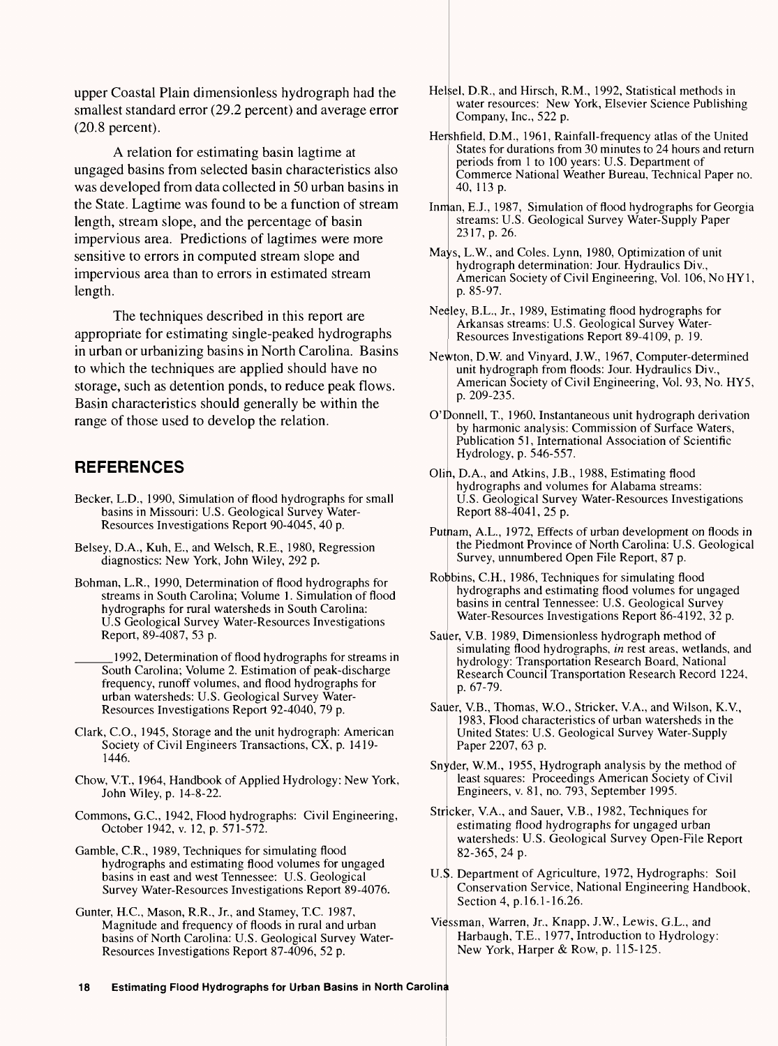upper Coastal Plain dimensionless hydrograph had the smallest standard error (29.2 percent) and average error (20.8 percent).

A relation for estimating basin lagtime at ungaged basins from selected basin characteristics also was developed from data collected in 50 urban basins in the State. Lagtime was found to be a function of stream length, stream slope, and the percentage of basin impervious area. Predictions of lagtimes were more sensitive to errors in computed stream slope and impervious area than to errors in estimated stream length.

The techniques described in this report are appropriate for estimating single-peaked hydrographs in urban or urbanizing basins in North Carolina. Basins to which the techniques are applied should have no storage, such as detention ponds, to reduce peak flows. Basin characteristics should generally be within the range of those used to develop the relation.

## REFERENCES

Becker, L.D., 1990, Simulation of flood hydrographs for small basins in Missouri: U.S. Geological Survey Water-Resources Investigations Report 90-4045, 40 p.

Belsey, D.A., Kuh, E., and Welsch, R.E., 1980, Regression diagnostics: New York, John Wiley, 292 p.

Bohman, L.R., 1990, Determination of flood hydrographs for streams in South Carolina; Volume 1. Simulation of flood hydrographs for rural watersheds in South Carolina: U.S Geological Survey Water-Resources Investigations Report, 89-4087, 53 p.

______1992, Determination of flood hydrographs for streams in South Carolina; Volume 2. Estimation of peak-discharge frequency, runoff volumes, and flood hydrographs for urban watersheds: U.S. Geological Survey Water-Resources Investigations Report 92-4040, 79 p.

Clark, C.O., 1945, Storage and the unit hydrograph: American Society of Civil Engineers Transactions, CX, p. 1419-1446.

Chow, V.T., 1964, Handbook of Applied Hydrology: New York, John Wiley, p. 14-8-22.

Commons, G.C., 1942, Flood hydrographs: Civil Engineering, October 1942, v. 12, p. 571-572.

Gamble, C.R., 1989, Techniques for simulating flood hydrographs and estimating flood volumes for ungaged basins in east and west Tennessee: U.S. Geological Survey Water-Resources Investigations Report 89-4076.

Gunter, H.C., Mason, R.R., Jr., and Stamey, T.C. 1987, Magnitude and frequency of floods in rural and urban basins of North Carolina: U.S. Geological Survey Water-Resources Investigations Report 87-4096, 52 p.

Helsel, D.R., and Hirsch, R.M., 1992, Statistical methods in water resources: New York, Elsevier Science Publishing Company, Inc., 522 p.

Hershfield, D.M., 1961, Rainfall-frequency atlas of the United States for durations from 30 minutes to 24 hours and return periods from 1 to 100 years: U.S. Department of Commerce National Weather Bureau, Technical Paper no. 40, 113 p.

Inman, E.J., 1987, Simulation of flood hydrographs for Georgia streams: U.S. Geological Survey Water-Supply Paper 2317, p. 26.

Mays, L.W., and Coles. Lynn, 1980, Optimization of unit hydrograph determination: Jour. Hydraulics Div., American Society of Civil Engineering, Vol. 106, No HY1, p. 85-97.

Neeley, B.L., Jr., 1989, Estimating flood hydrographs for Arkansas streams: U.S. Geological Survey Water-Resources Investigations Report 89-4109, p. 19.

Newton, D.W. and Vinyard, J.W., 1967, Computer-determined unit hydrograph from floods: Jour. Hydraulics Div., American Society of Civil Engineering, Vol. 93, No. HY5, p. 209-235.

O'Donnell, T., 1960, Instantaneous unit hydrograph derivation by harmonic analysis: Commission of Surface Waters, Publication 51, International Association of Scientific Hydrology, p. 546-557.

Olin, D.A., and Atkins, J.B., 1988, Estimating flood hydrographs and volumes for Alabama streams: U.S. Geological Survey Water-Resources Investigations Report 88-4041, 25 p.

Putnam, A.L., 1972, Effects of urban development on floods in the Piedmont Province of North Carolina: U.S. Geological Survey, unnumbered Open File Report, 87 p.

Robbins, C.H., 1986, Techniques for simulating flood hydrographs and estimating flood volumes for ungaged basins in central Tennessee: U.S. Geological Survey Water-Resources Investigations Report 86-4192, 32 p.

Sauer, V.B. 1989, Dimensionless hydrograph method of simulating flood hydrographs, *in* rest areas, wetlands, and hydrology: Transportation Research Board, National Research Council Transportation Research Record 1224, p. 67-79.

Sauer, V.B., Thomas, W.O., Stricker, V.A., and Wilson, K.V., 1983, Flood characteristics of urban watersheds in the United States: U.S. Geological Survey Water-Supply Paper 2207, 63 p.

Snyder, W.M., 1955, Hydrograph analysis by the method of least squares: Proceedings American Society of Civil Engineers, v. 81, no. 793, September 1995.

Stricker, V.A., and Sauer, V.B., 1982, Techniques for estimating flood hydrographs for ungaged urban watersheds: U.S. Geological Survey Open-File Report 82-365, 24 p.

U.S. Department of Agriculture, 1972, Hydrographs: Soil Conservation Service, National Engineering Handbook, Section 4, p.16.1-16.26.

Viessman, Warren, Jr., Knapp, J.W., Lewis, G.L., and Harbaugh, T.E., 1977, Introduction to Hydrology: New York, Harper & Row, p. 115-125.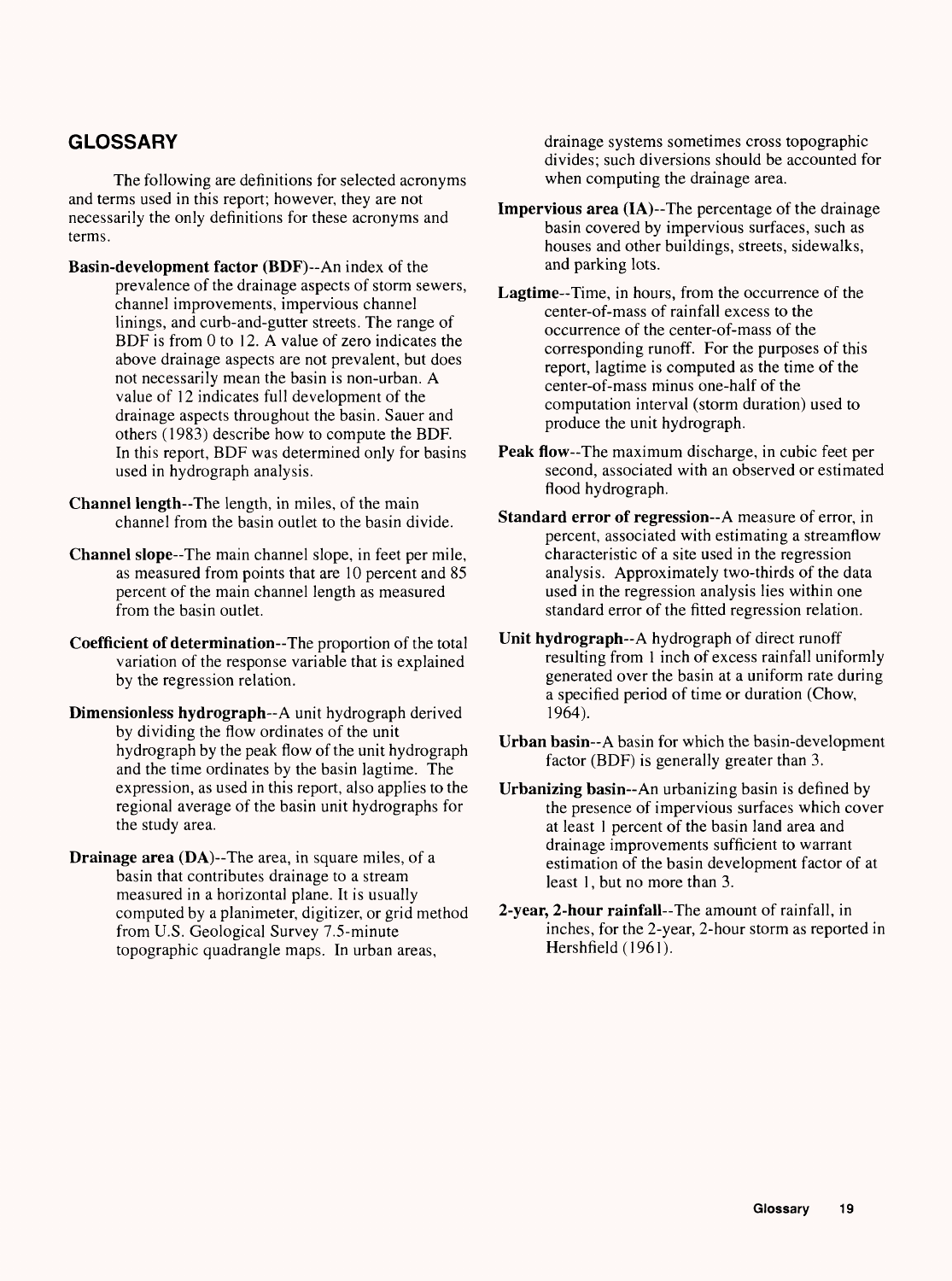## GLOSSARY

The following are definitions for selected acronyms and terms used in this report; however, they are not necessarily the only definitions for these acronyms and terms.

**Basin-development factor (BDF)**--An index of the prevalence of the drainage aspects of storm sewers, channel improvements, impervious channel linings, and curb-and-gutter streets. The range of BDF is from 0 to 12. A value of zero indicates the above drainage aspects are not prevalent, but does not necessarily mean the basin is non-urban. A value of 12 indicates full development of the drainage aspects throughout the basin. Sauer and others (1983) describe how to compute the BDF. In this report, BDF was determined only for basins used in hydrograph analysis.

**Channel length**--The length, in miles, of the main channel from the basin outlet to the basin divide.

**Channel slope**--The main channel slope, in feet per mile, as measured from points that are 10 percent and 85 percent of the main channel length as measured from the basin outlet.

**Coefficient of determination**--The proportion of the total variation of the response variable that is explained by the regression relation.

**Dimensionless hydrograph**--A unit hydrograph derived by dividing the flow ordinates of the unit hydrograph by the peak flow of the unit hydrograph and the time ordinates by the basin lagtime. The expression, as used in this report, also applies to the regional average of the basin unit hydrographs for the study area.

**Drainage area (DA)**--The area, in square miles, of a basin that contributes drainage to a stream measured in a horizontal plane. It is usually computed by a planimeter, digitizer, or grid method from U.S. Geological Survey 7.5-minute topographic quadrangle maps. In urban areas, drainage systems sometimes cross topographic divides; such diversions should be accounted for when computing the drainage area.

**Impervious area (IA)**--The percentage of the drainage basin covered by impervious surfaces, such as houses and other buildings, streets, sidewalks, and parking lots.

**Lagtime**--Time, in hours, from the occurrence of the center-of-mass of rainfall excess to the occurrence of the center-of-mass of the corresponding runoff. For the purposes of this report, lagtime is computed as the time of the center-of-mass minus one-half of the computation interval (storm duration) used to produce the unit hydrograph.

**Peak flow**--The maximum discharge, in cubic feet per second, associated with an observed or estimated flood hydrograph.

**Standard error of regression**--A measure of error, in percent, associated with estimating a streamflow characteristic of a site used in the regression analysis. Approximately two-thirds of the data used in the regression analysis lies within one standard error of the fitted regression relation.

**Unit hydrograph**--A hydrograph of direct runoff resulting from 1 inch of excess rainfall uniformly generated over the basin at a uniform rate during a specified period of time or duration (Chow, 1964).

**Urban basin**--A basin for which the basin-development factor (BDF) is generally greater than 3.

**Urbanizing basin**--An urbanizing basin is defined by the presence of impervious surfaces which cover at least 1 percent of the basin land area and drainage improvements sufficient to warrant estimation of the basin development factor of at least 1, but no more than 3.

**2-year, 2-hour rainfall**--The amount of rainfall, in inches, for the 2-year, 2-hour storm as reported in Hershfield (1961).